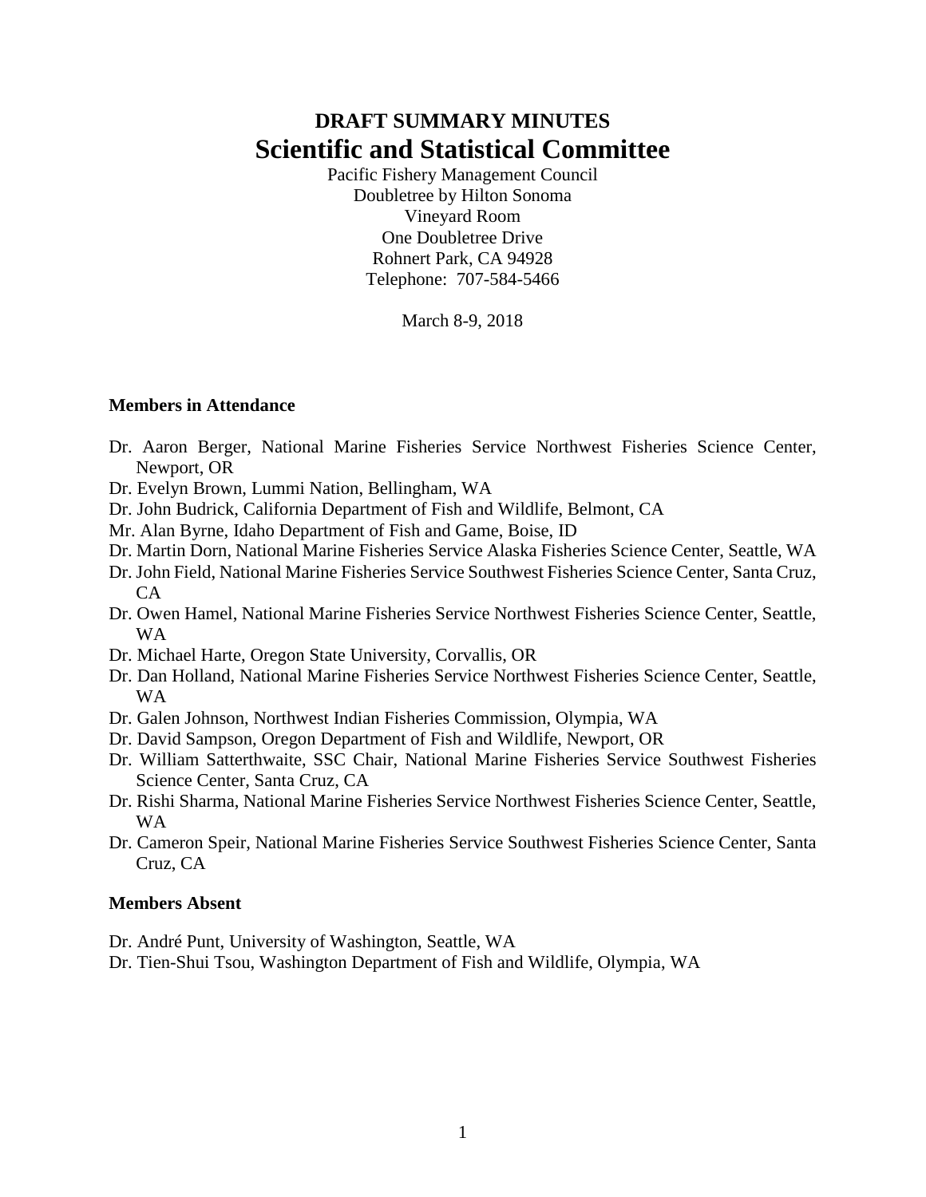# DRAFT SUMMARY MINUTES
# Scientific and Statistical Committee

Pacific Fishery Management Council
Doubletree by Hilton Sonoma
Vineyard Room
One Doubletree Drive
Rohnert Park, CA 94928
Telephone: 707-584-5466

March 8-9, 2018

### Members in Attendance

- Dr. Aaron Berger, National Marine Fisheries Service Northwest Fisheries Science Center, Newport, OR
- Dr. Evelyn Brown, Lummi Nation, Bellingham, WA
- Dr. John Budrick, California Department of Fish and Wildlife, Belmont, CA
- Mr. Alan Byrne, Idaho Department of Fish and Game, Boise, ID
- Dr. Martin Dorn, National Marine Fisheries Service Alaska Fisheries Science Center, Seattle, WA
- Dr. John Field, National Marine Fisheries Service Southwest Fisheries Science Center, Santa Cruz, CA
- Dr. Owen Hamel, National Marine Fisheries Service Northwest Fisheries Science Center, Seattle, WA
- Dr. Michael Harte, Oregon State University, Corvallis, OR
- Dr. Dan Holland, National Marine Fisheries Service Northwest Fisheries Science Center, Seattle, WA
- Dr. Galen Johnson, Northwest Indian Fisheries Commission, Olympia, WA
- Dr. David Sampson, Oregon Department of Fish and Wildlife, Newport, OR
- Dr. William Satterthwaite, SSC Chair, National Marine Fisheries Service Southwest Fisheries Science Center, Santa Cruz, CA
- Dr. Rishi Sharma, National Marine Fisheries Service Northwest Fisheries Science Center, Seattle, WA
- Dr. Cameron Speir, National Marine Fisheries Service Southwest Fisheries Science Center, Santa Cruz, CA

### Members Absent

- Dr. André Punt, University of Washington, Seattle, WA
- Dr. Tien-Shui Tsou, Washington Department of Fish and Wildlife, Olympia, WA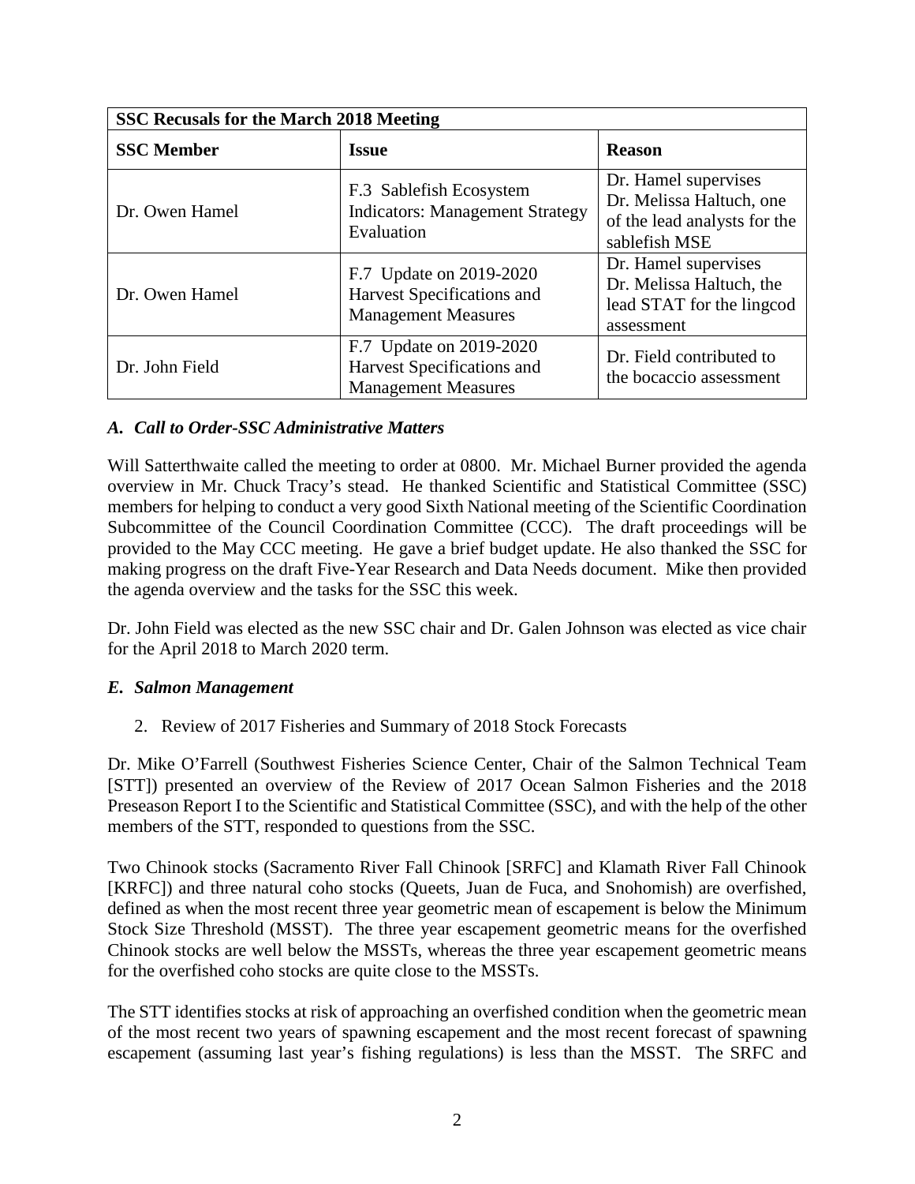| SSC Recusals for the March 2018 Meeting | | |
|---|---|---|
| **SSC Member** | **Issue** | **Reason** |
| Dr. Owen Hamel | F.3 Sablefish Ecosystem Indicators: Management Strategy Evaluation | Dr. Hamel supervises Dr. Melissa Haltuch, one of the lead analysts for the sablefish MSE |
| Dr. Owen Hamel | F.7 Update on 2019-2020 Harvest Specifications and Management Measures | Dr. Hamel supervises Dr. Melissa Haltuch, the lead STAT for the lingcod assessment |
| Dr. John Field | F.7 Update on 2019-2020 Harvest Specifications and Management Measures | Dr. Field contributed to the bocaccio assessment |

### *A. Call to Order-SSC Administrative Matters*

Will Satterthwaite called the meeting to order at 0800. Mr. Michael Burner provided the agenda overview in Mr. Chuck Tracy's stead. He thanked Scientific and Statistical Committee (SSC) members for helping to conduct a very good Sixth National meeting of the Scientific Coordination Subcommittee of the Council Coordination Committee (CCC). The draft proceedings will be provided to the May CCC meeting. He gave a brief budget update. He also thanked the SSC for making progress on the draft Five-Year Research and Data Needs document. Mike then provided the agenda overview and the tasks for the SSC this week.

Dr. John Field was elected as the new SSC chair and Dr. Galen Johnson was elected as vice chair for the April 2018 to March 2020 term.

### *E. Salmon Management*

2. Review of 2017 Fisheries and Summary of 2018 Stock Forecasts

Dr. Mike O'Farrell (Southwest Fisheries Science Center, Chair of the Salmon Technical Team [STT]) presented an overview of the Review of 2017 Ocean Salmon Fisheries and the 2018 Preseason Report I to the Scientific and Statistical Committee (SSC), and with the help of the other members of the STT, responded to questions from the SSC.

Two Chinook stocks (Sacramento River Fall Chinook [SRFC] and Klamath River Fall Chinook [KRFC]) and three natural coho stocks (Queets, Juan de Fuca, and Snohomish) are overfished, defined as when the most recent three year geometric mean of escapement is below the Minimum Stock Size Threshold (MSST). The three year escapement geometric means for the overfished Chinook stocks are well below the MSSTs, whereas the three year escapement geometric means for the overfished coho stocks are quite close to the MSSTs.

The STT identifies stocks at risk of approaching an overfished condition when the geometric mean of the most recent two years of spawning escapement and the most recent forecast of spawning escapement (assuming last year's fishing regulations) is less than the MSST. The SRFC and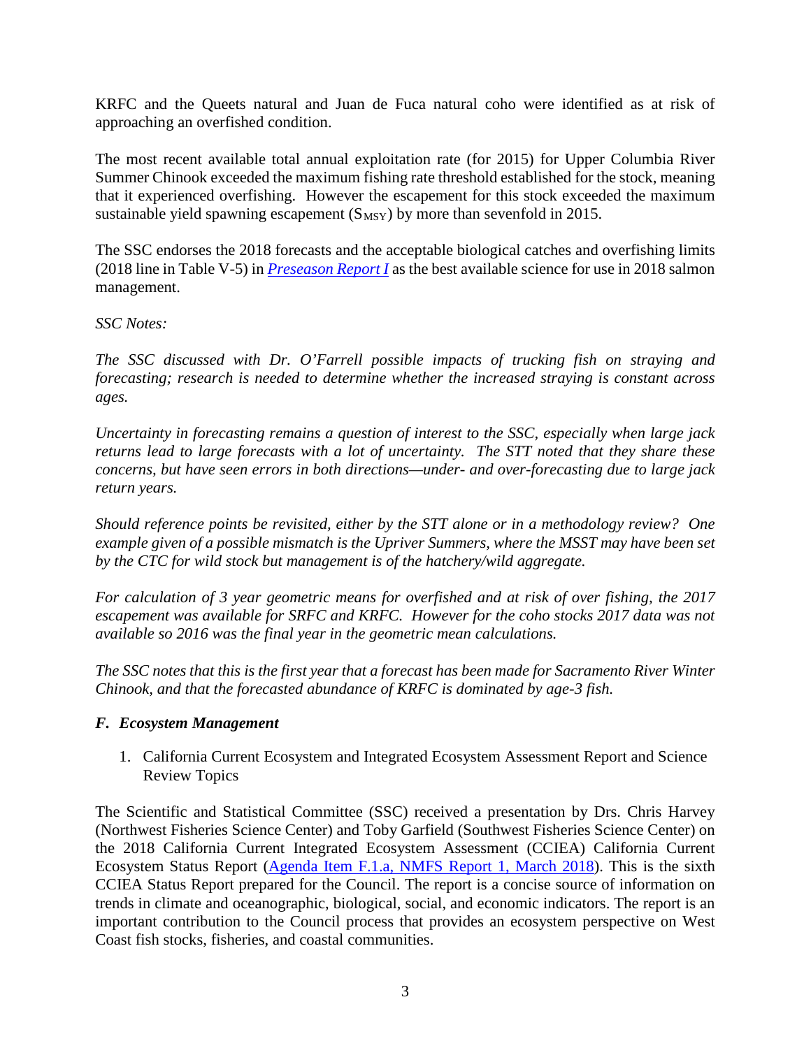KRFC and the Queets natural and Juan de Fuca natural coho were identified as at risk of approaching an overfished condition.

The most recent available total annual exploitation rate (for 2015) for Upper Columbia River Summer Chinook exceeded the maximum fishing rate threshold established for the stock, meaning that it experienced overfishing. However the escapement for this stock exceeded the maximum sustainable yield spawning escapement ($S_{MSY}$) by more than sevenfold in 2015.

The SSC endorses the 2018 forecasts and the acceptable biological catches and overfishing limits (2018 line in Table V-5) in *[Preseason Report I](#)* as the best available science for use in 2018 salmon management.

*SSC Notes:*

*The SSC discussed with Dr. O'Farrell possible impacts of trucking fish on straying and forecasting; research is needed to determine whether the increased straying is constant across ages.*

*Uncertainty in forecasting remains a question of interest to the SSC, especially when large jack returns lead to large forecasts with a lot of uncertainty. The STT noted that they share these concerns, but have seen errors in both directions—under- and over-forecasting due to large jack return years.*

*Should reference points be revisited, either by the STT alone or in a methodology review? One example given of a possible mismatch is the Upriver Summers, where the MSST may have been set by the CTC for wild stock but management is of the hatchery/wild aggregate.*

*For calculation of 3 year geometric means for overfished and at risk of over fishing, the 2017 escapement was available for SRFC and KRFC. However for the coho stocks 2017 data was not available so 2016 was the final year in the geometric mean calculations.*

*The SSC notes that this is the first year that a forecast has been made for Sacramento River Winter Chinook, and that the forecasted abundance of KRFC is dominated by age-3 fish.*

### *F. Ecosystem Management*

1. California Current Ecosystem and Integrated Ecosystem Assessment Report and Science Review Topics

The Scientific and Statistical Committee (SSC) received a presentation by Drs. Chris Harvey (Northwest Fisheries Science Center) and Toby Garfield (Southwest Fisheries Science Center) on the 2018 California Current Integrated Ecosystem Assessment (CCIEA) California Current Ecosystem Status Report ([Agenda Item F.1.a, NMFS Report 1, March 2018](#)). This is the sixth CCIEA Status Report prepared for the Council. The report is a concise source of information on trends in climate and oceanographic, biological, social, and economic indicators. The report is an important contribution to the Council process that provides an ecosystem perspective on West Coast fish stocks, fisheries, and coastal communities.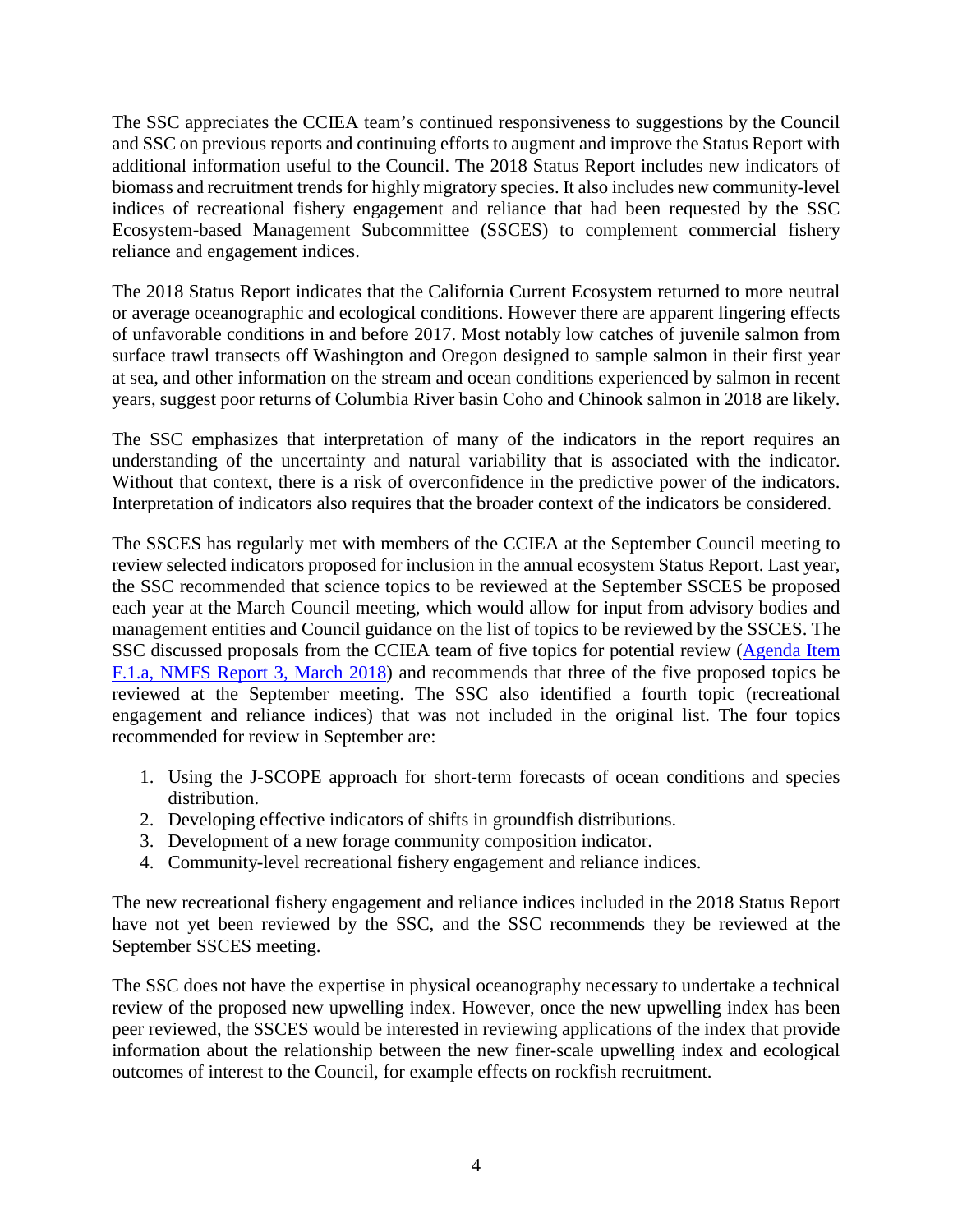The SSC appreciates the CCIEA team's continued responsiveness to suggestions by the Council and SSC on previous reports and continuing efforts to augment and improve the Status Report with additional information useful to the Council. The 2018 Status Report includes new indicators of biomass and recruitment trends for highly migratory species. It also includes new community-level indices of recreational fishery engagement and reliance that had been requested by the SSC Ecosystem-based Management Subcommittee (SSCES) to complement commercial fishery reliance and engagement indices.

The 2018 Status Report indicates that the California Current Ecosystem returned to more neutral or average oceanographic and ecological conditions. However there are apparent lingering effects of unfavorable conditions in and before 2017. Most notably low catches of juvenile salmon from surface trawl transects off Washington and Oregon designed to sample salmon in their first year at sea, and other information on the stream and ocean conditions experienced by salmon in recent years, suggest poor returns of Columbia River basin Coho and Chinook salmon in 2018 are likely.

The SSC emphasizes that interpretation of many of the indicators in the report requires an understanding of the uncertainty and natural variability that is associated with the indicator. Without that context, there is a risk of overconfidence in the predictive power of the indicators. Interpretation of indicators also requires that the broader context of the indicators be considered.

The SSCES has regularly met with members of the CCIEA at the September Council meeting to review selected indicators proposed for inclusion in the annual ecosystem Status Report. Last year, the SSC recommended that science topics to be reviewed at the September SSCES be proposed each year at the March Council meeting, which would allow for input from advisory bodies and management entities and Council guidance on the list of topics to be reviewed by the SSCES. The SSC discussed proposals from the CCIEA team of five topics for potential review ([Agenda Item F.1.a, NMFS Report 3, March 2018]) and recommends that three of the five proposed topics be reviewed at the September meeting. The SSC also identified a fourth topic (recreational engagement and reliance indices) that was not included in the original list. The four topics recommended for review in September are:

1. Using the J-SCOPE approach for short-term forecasts of ocean conditions and species distribution.
2. Developing effective indicators of shifts in groundfish distributions.
3. Development of a new forage community composition indicator.
4. Community-level recreational fishery engagement and reliance indices.

The new recreational fishery engagement and reliance indices included in the 2018 Status Report have not yet been reviewed by the SSC, and the SSC recommends they be reviewed at the September SSCES meeting.

The SSC does not have the expertise in physical oceanography necessary to undertake a technical review of the proposed new upwelling index. However, once the new upwelling index has been peer reviewed, the SSCES would be interested in reviewing applications of the index that provide information about the relationship between the new finer-scale upwelling index and ecological outcomes of interest to the Council, for example effects on rockfish recruitment.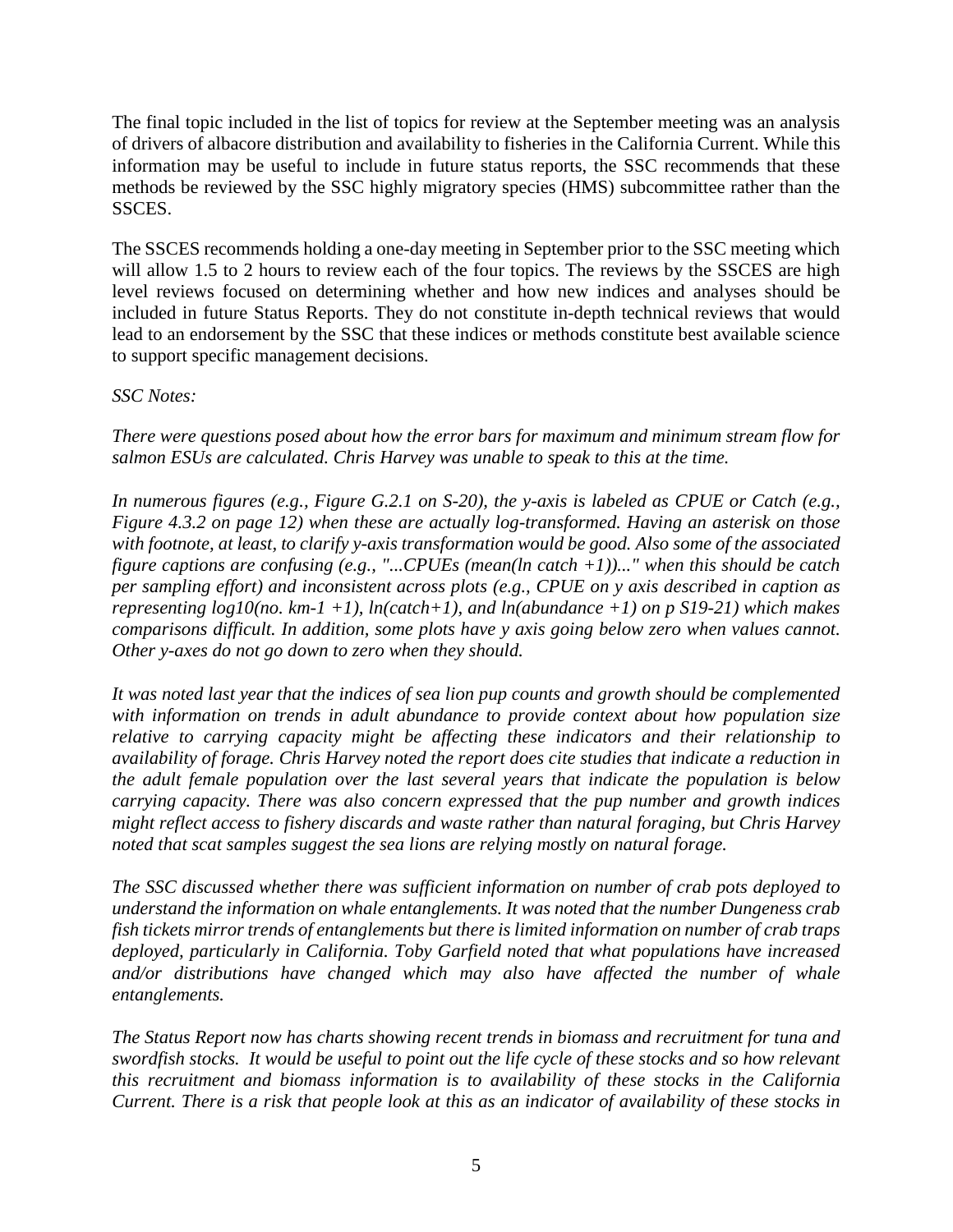The final topic included in the list of topics for review at the September meeting was an analysis of drivers of albacore distribution and availability to fisheries in the California Current. While this information may be useful to include in future status reports, the SSC recommends that these methods be reviewed by the SSC highly migratory species (HMS) subcommittee rather than the SSCES.

The SSCES recommends holding a one-day meeting in September prior to the SSC meeting which will allow 1.5 to 2 hours to review each of the four topics. The reviews by the SSCES are high level reviews focused on determining whether and how new indices and analyses should be included in future Status Reports. They do not constitute in-depth technical reviews that would lead to an endorsement by the SSC that these indices or methods constitute best available science to support specific management decisions.

*SSC Notes:*

*There were questions posed about how the error bars for maximum and minimum stream flow for salmon ESUs are calculated. Chris Harvey was unable to speak to this at the time.*

*In numerous figures (e.g., Figure G.2.1 on S-20), the y-axis is labeled as CPUE or Catch (e.g., Figure 4.3.2 on page 12) when these are actually log-transformed. Having an asterisk on those with footnote, at least, to clarify y-axis transformation would be good. Also some of the associated figure captions are confusing (e.g., "...CPUEs (mean(ln catch +1))..." when this should be catch per sampling effort) and inconsistent across plots (e.g., CPUE on y axis described in caption as representing log10(no. km-1 +1), ln(catch+1), and ln(abundance +1) on p S19-21) which makes comparisons difficult. In addition, some plots have y axis going below zero when values cannot. Other y-axes do not go down to zero when they should.*

*It was noted last year that the indices of sea lion pup counts and growth should be complemented with information on trends in adult abundance to provide context about how population size relative to carrying capacity might be affecting these indicators and their relationship to availability of forage. Chris Harvey noted the report does cite studies that indicate a reduction in the adult female population over the last several years that indicate the population is below carrying capacity. There was also concern expressed that the pup number and growth indices might reflect access to fishery discards and waste rather than natural foraging, but Chris Harvey noted that scat samples suggest the sea lions are relying mostly on natural forage.*

*The SSC discussed whether there was sufficient information on number of crab pots deployed to understand the information on whale entanglements. It was noted that the number Dungeness crab fish tickets mirror trends of entanglements but there is limited information on number of crab traps deployed, particularly in California. Toby Garfield noted that what populations have increased and/or distributions have changed which may also have affected the number of whale entanglements.*

*The Status Report now has charts showing recent trends in biomass and recruitment for tuna and swordfish stocks. It would be useful to point out the life cycle of these stocks and so how relevant this recruitment and biomass information is to availability of these stocks in the California Current. There is a risk that people look at this as an indicator of availability of these stocks in*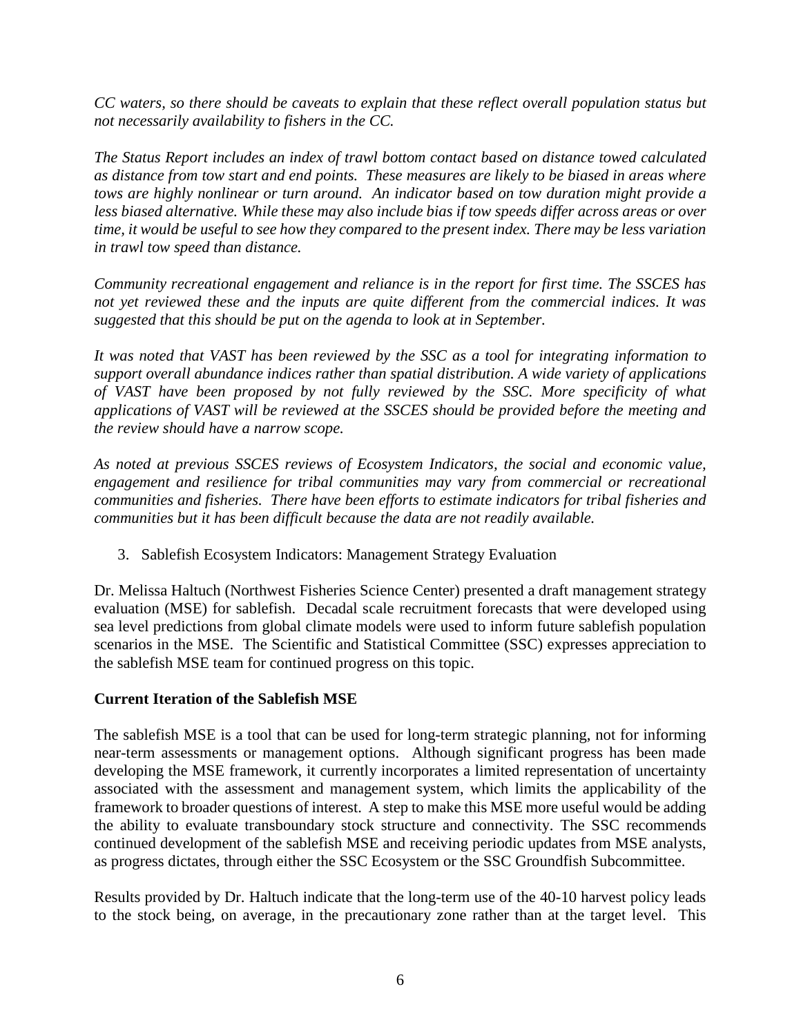*CC waters, so there should be caveats to explain that these reflect overall population status but not necessarily availability to fishers in the CC.*

*The Status Report includes an index of trawl bottom contact based on distance towed calculated as distance from tow start and end points. These measures are likely to be biased in areas where tows are highly nonlinear or turn around. An indicator based on tow duration might provide a less biased alternative. While these may also include bias if tow speeds differ across areas or over time, it would be useful to see how they compared to the present index. There may be less variation in trawl tow speed than distance.*

*Community recreational engagement and reliance is in the report for first time. The SSCES has not yet reviewed these and the inputs are quite different from the commercial indices. It was suggested that this should be put on the agenda to look at in September.*

*It was noted that VAST has been reviewed by the SSC as a tool for integrating information to support overall abundance indices rather than spatial distribution. A wide variety of applications of VAST have been proposed by not fully reviewed by the SSC. More specificity of what applications of VAST will be reviewed at the SSCES should be provided before the meeting and the review should have a narrow scope.*

*As noted at previous SSCES reviews of Ecosystem Indicators, the social and economic value, engagement and resilience for tribal communities may vary from commercial or recreational communities and fisheries. There have been efforts to estimate indicators for tribal fisheries and communities but it has been difficult because the data are not readily available.*

3. Sablefish Ecosystem Indicators: Management Strategy Evaluation

Dr. Melissa Haltuch (Northwest Fisheries Science Center) presented a draft management strategy evaluation (MSE) for sablefish. Decadal scale recruitment forecasts that were developed using sea level predictions from global climate models were used to inform future sablefish population scenarios in the MSE. The Scientific and Statistical Committee (SSC) expresses appreciation to the sablefish MSE team for continued progress on this topic.

**Current Iteration of the Sablefish MSE**

The sablefish MSE is a tool that can be used for long-term strategic planning, not for informing near-term assessments or management options. Although significant progress has been made developing the MSE framework, it currently incorporates a limited representation of uncertainty associated with the assessment and management system, which limits the applicability of the framework to broader questions of interest. A step to make this MSE more useful would be adding the ability to evaluate transboundary stock structure and connectivity. The SSC recommends continued development of the sablefish MSE and receiving periodic updates from MSE analysts, as progress dictates, through either the SSC Ecosystem or the SSC Groundfish Subcommittee.

Results provided by Dr. Haltuch indicate that the long-term use of the 40-10 harvest policy leads to the stock being, on average, in the precautionary zone rather than at the target level. This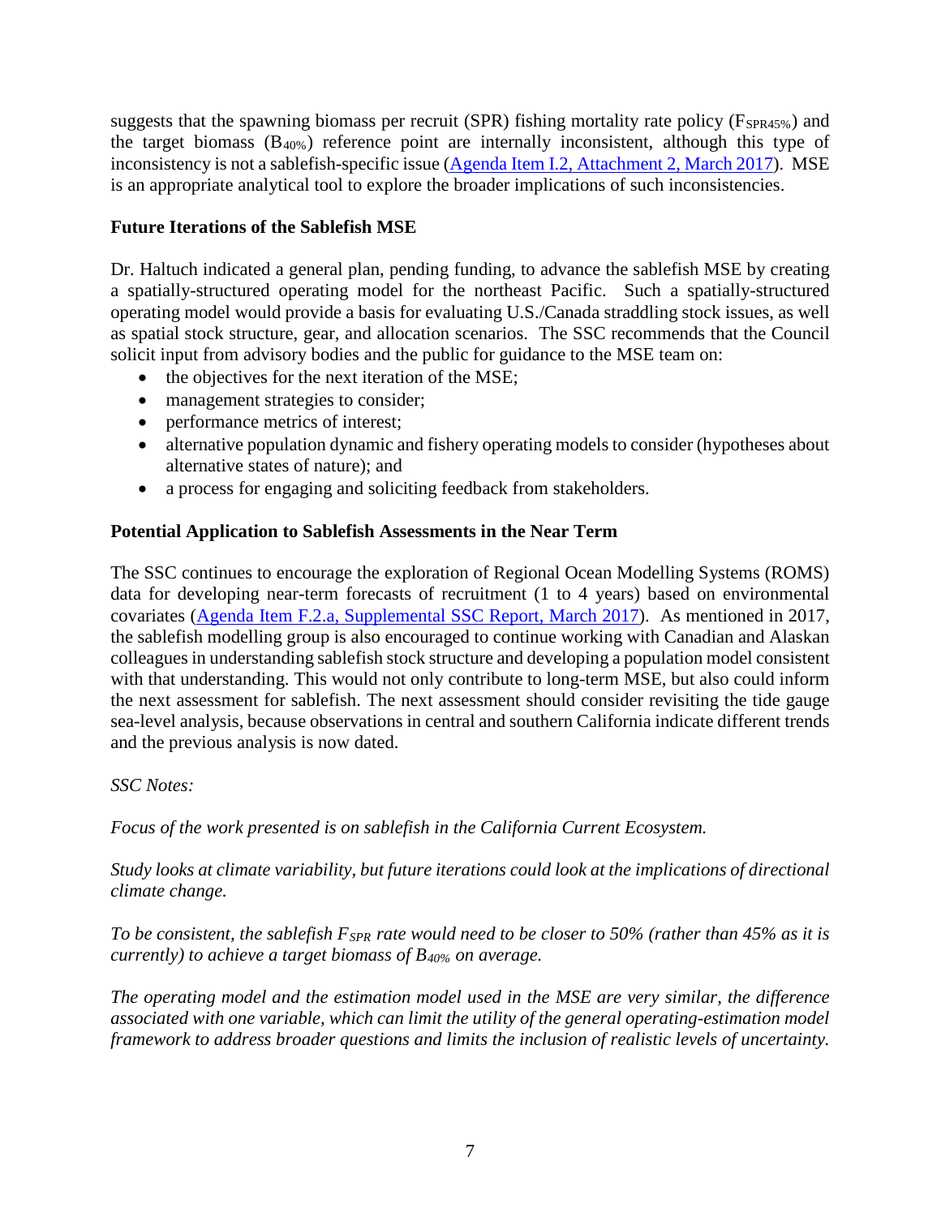suggests that the spawning biomass per recruit (SPR) fishing mortality rate policy ($F_{SPR45\%}$) and the target biomass ($B_{40\%}$) reference point are internally inconsistent, although this type of inconsistency is not a sablefish-specific issue (Agenda Item I.2, Attachment 2, March 2017). MSE is an appropriate analytical tool to explore the broader implications of such inconsistencies.

**Future Iterations of the Sablefish MSE**

Dr. Haltuch indicated a general plan, pending funding, to advance the sablefish MSE by creating a spatially-structured operating model for the northeast Pacific. Such a spatially-structured operating model would provide a basis for evaluating U.S./Canada straddling stock issues, as well as spatial stock structure, gear, and allocation scenarios. The SSC recommends that the Council solicit input from advisory bodies and the public for guidance to the MSE team on:

- the objectives for the next iteration of the MSE;
- management strategies to consider;
- performance metrics of interest;
- alternative population dynamic and fishery operating models to consider (hypotheses about alternative states of nature); and
- a process for engaging and soliciting feedback from stakeholders.

**Potential Application to Sablefish Assessments in the Near Term**

The SSC continues to encourage the exploration of Regional Ocean Modelling Systems (ROMS) data for developing near-term forecasts of recruitment (1 to 4 years) based on environmental covariates (Agenda Item F.2.a, Supplemental SSC Report, March 2017). As mentioned in 2017, the sablefish modelling group is also encouraged to continue working with Canadian and Alaskan colleagues in understanding sablefish stock structure and developing a population model consistent with that understanding. This would not only contribute to long-term MSE, but also could inform the next assessment for sablefish. The next assessment should consider revisiting the tide gauge sea-level analysis, because observations in central and southern California indicate different trends and the previous analysis is now dated.

*SSC Notes:*

*Focus of the work presented is on sablefish in the California Current Ecosystem.*

*Study looks at climate variability, but future iterations could look at the implications of directional climate change.*

*To be consistent, the sablefish $F_{SPR}$ rate would need to be closer to 50% (rather than 45% as it is currently) to achieve a target biomass of $B_{40\%}$ on average.*

*The operating model and the estimation model used in the MSE are very similar, the difference associated with one variable, which can limit the utility of the general operating-estimation model framework to address broader questions and limits the inclusion of realistic levels of uncertainty.*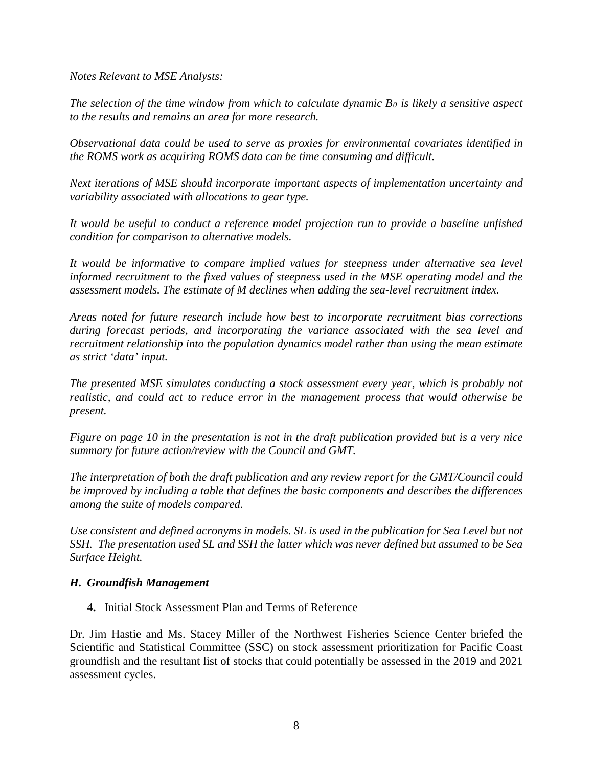*Notes Relevant to MSE Analysts:*

*The selection of the time window from which to calculate dynamic $B_0$ is likely a sensitive aspect to the results and remains an area for more research.*

*Observational data could be used to serve as proxies for environmental covariates identified in the ROMS work as acquiring ROMS data can be time consuming and difficult.*

*Next iterations of MSE should incorporate important aspects of implementation uncertainty and variability associated with allocations to gear type.*

*It would be useful to conduct a reference model projection run to provide a baseline unfished condition for comparison to alternative models.*

*It would be informative to compare implied values for steepness under alternative sea level informed recruitment to the fixed values of steepness used in the MSE operating model and the assessment models. The estimate of M declines when adding the sea-level recruitment index.*

*Areas noted for future research include how best to incorporate recruitment bias corrections during forecast periods, and incorporating the variance associated with the sea level and recruitment relationship into the population dynamics model rather than using the mean estimate as strict 'data' input.*

*The presented MSE simulates conducting a stock assessment every year, which is probably not realistic, and could act to reduce error in the management process that would otherwise be present.*

*Figure on page 10 in the presentation is not in the draft publication provided but is a very nice summary for future action/review with the Council and GMT.*

*The interpretation of both the draft publication and any review report for the GMT/Council could be improved by including a table that defines the basic components and describes the differences among the suite of models compared.*

*Use consistent and defined acronyms in models. SL is used in the publication for Sea Level but not SSH. The presentation used SL and SSH the latter which was never defined but assumed to be Sea Surface Height.*

### *H. Groundfish Management*

4. Initial Stock Assessment Plan and Terms of Reference

Dr. Jim Hastie and Ms. Stacey Miller of the Northwest Fisheries Science Center briefed the Scientific and Statistical Committee (SSC) on stock assessment prioritization for Pacific Coast groundfish and the resultant list of stocks that could potentially be assessed in the 2019 and 2021 assessment cycles.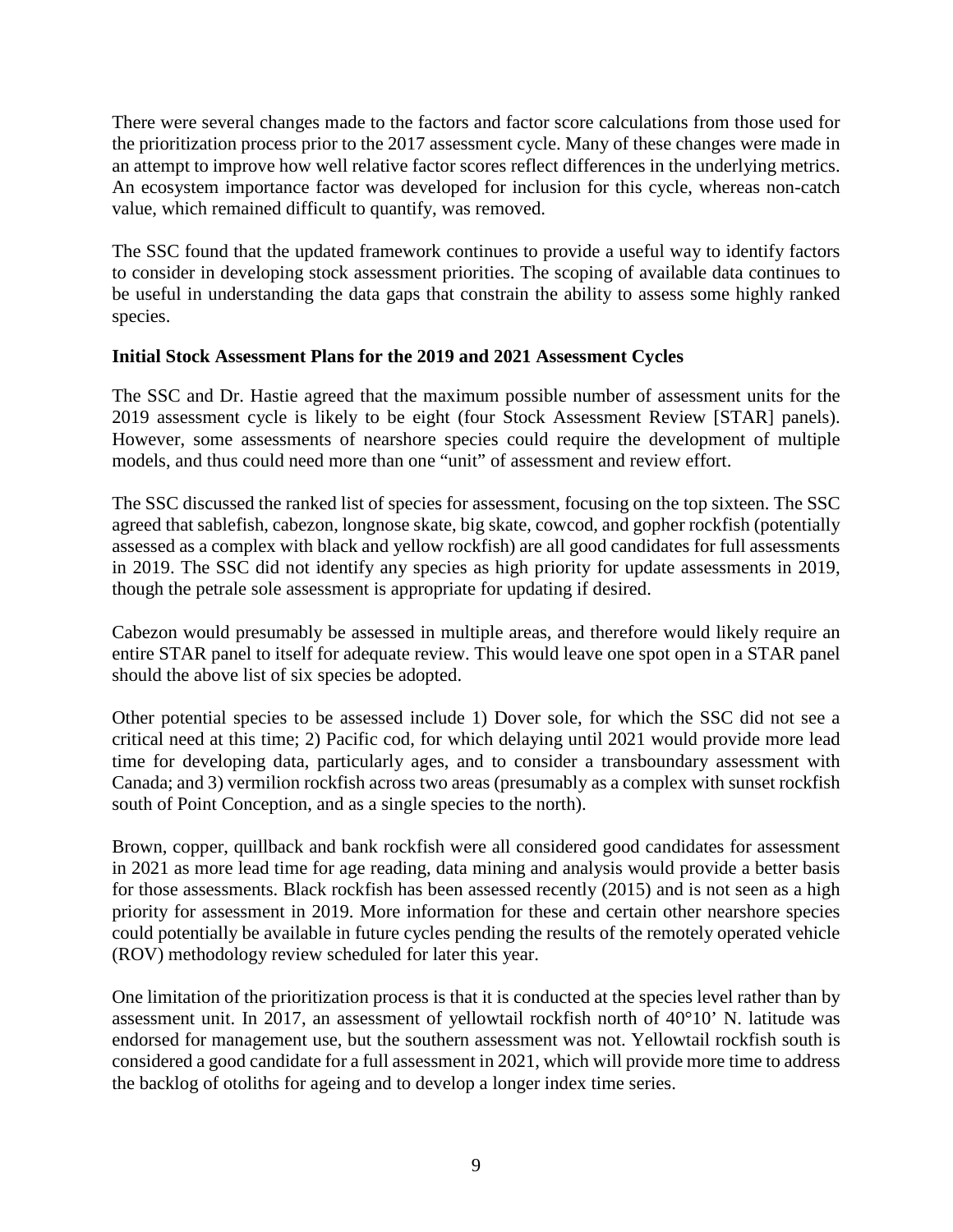There were several changes made to the factors and factor score calculations from those used for the prioritization process prior to the 2017 assessment cycle. Many of these changes were made in an attempt to improve how well relative factor scores reflect differences in the underlying metrics. An ecosystem importance factor was developed for inclusion for this cycle, whereas non-catch value, which remained difficult to quantify, was removed.

The SSC found that the updated framework continues to provide a useful way to identify factors to consider in developing stock assessment priorities. The scoping of available data continues to be useful in understanding the data gaps that constrain the ability to assess some highly ranked species.

**Initial Stock Assessment Plans for the 2019 and 2021 Assessment Cycles**

The SSC and Dr. Hastie agreed that the maximum possible number of assessment units for the 2019 assessment cycle is likely to be eight (four Stock Assessment Review [STAR] panels). However, some assessments of nearshore species could require the development of multiple models, and thus could need more than one "unit" of assessment and review effort.

The SSC discussed the ranked list of species for assessment, focusing on the top sixteen. The SSC agreed that sablefish, cabezon, longnose skate, big skate, cowcod, and gopher rockfish (potentially assessed as a complex with black and yellow rockfish) are all good candidates for full assessments in 2019. The SSC did not identify any species as high priority for update assessments in 2019, though the petrale sole assessment is appropriate for updating if desired.

Cabezon would presumably be assessed in multiple areas, and therefore would likely require an entire STAR panel to itself for adequate review. This would leave one spot open in a STAR panel should the above list of six species be adopted.

Other potential species to be assessed include 1) Dover sole, for which the SSC did not see a critical need at this time; 2) Pacific cod, for which delaying until 2021 would provide more lead time for developing data, particularly ages, and to consider a transboundary assessment with Canada; and 3) vermilion rockfish across two areas (presumably as a complex with sunset rockfish south of Point Conception, and as a single species to the north).

Brown, copper, quillback and bank rockfish were all considered good candidates for assessment in 2021 as more lead time for age reading, data mining and analysis would provide a better basis for those assessments. Black rockfish has been assessed recently (2015) and is not seen as a high priority for assessment in 2019. More information for these and certain other nearshore species could potentially be available in future cycles pending the results of the remotely operated vehicle (ROV) methodology review scheduled for later this year.

One limitation of the prioritization process is that it is conducted at the species level rather than by assessment unit. In 2017, an assessment of yellowtail rockfish north of 40°10' N. latitude was endorsed for management use, but the southern assessment was not. Yellowtail rockfish south is considered a good candidate for a full assessment in 2021, which will provide more time to address the backlog of otoliths for ageing and to develop a longer index time series.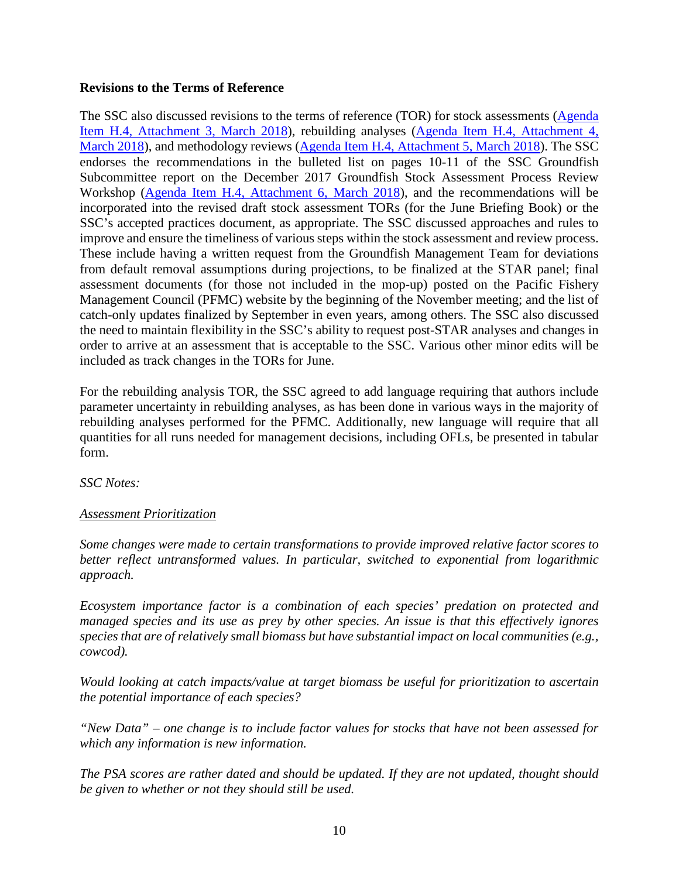**Revisions to the Terms of Reference**

The SSC also discussed revisions to the terms of reference (TOR) for stock assessments (Agenda Item H.4, Attachment 3, March 2018), rebuilding analyses (Agenda Item H.4, Attachment 4, March 2018), and methodology reviews (Agenda Item H.4, Attachment 5, March 2018). The SSC endorses the recommendations in the bulleted list on pages 10-11 of the SSC Groundfish Subcommittee report on the December 2017 Groundfish Stock Assessment Process Review Workshop (Agenda Item H.4, Attachment 6, March 2018), and the recommendations will be incorporated into the revised draft stock assessment TORs (for the June Briefing Book) or the SSC's accepted practices document, as appropriate. The SSC discussed approaches and rules to improve and ensure the timeliness of various steps within the stock assessment and review process. These include having a written request from the Groundfish Management Team for deviations from default removal assumptions during projections, to be finalized at the STAR panel; final assessment documents (for those not included in the mop-up) posted on the Pacific Fishery Management Council (PFMC) website by the beginning of the November meeting; and the list of catch-only updates finalized by September in even years, among others. The SSC also discussed the need to maintain flexibility in the SSC's ability to request post-STAR analyses and changes in order to arrive at an assessment that is acceptable to the SSC. Various other minor edits will be included as track changes in the TORs for June.

For the rebuilding analysis TOR, the SSC agreed to add language requiring that authors include parameter uncertainty in rebuilding analyses, as has been done in various ways in the majority of rebuilding analyses performed for the PFMC. Additionally, new language will require that all quantities for all runs needed for management decisions, including OFLs, be presented in tabular form.

*SSC Notes:*

*Assessment Prioritization*

*Some changes were made to certain transformations to provide improved relative factor scores to better reflect untransformed values. In particular, switched to exponential from logarithmic approach.*

*Ecosystem importance factor is a combination of each species' predation on protected and managed species and its use as prey by other species. An issue is that this effectively ignores species that are of relatively small biomass but have substantial impact on local communities (e.g., cowcod).*

*Would looking at catch impacts/value at target biomass be useful for prioritization to ascertain the potential importance of each species?*

*"New Data" – one change is to include factor values for stocks that have not been assessed for which any information is new information.*

*The PSA scores are rather dated and should be updated. If they are not updated, thought should be given to whether or not they should still be used.*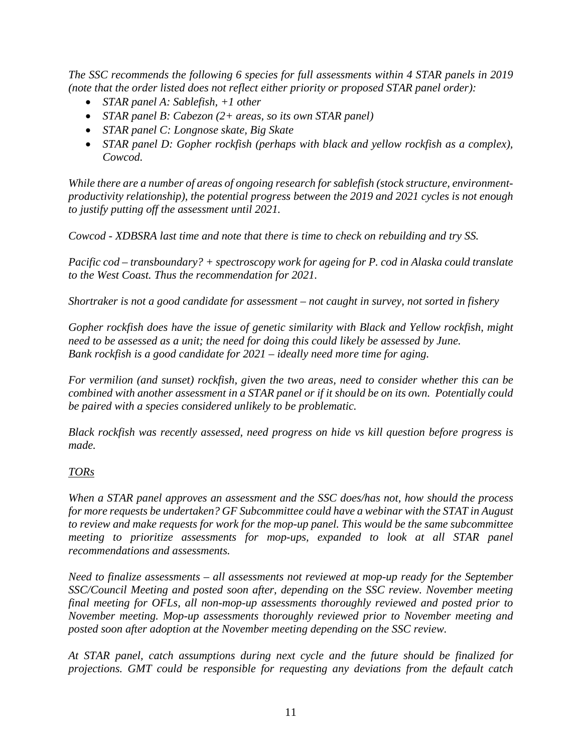*The SSC recommends the following 6 species for full assessments within 4 STAR panels in 2019 (note that the order listed does not reflect either priority or proposed STAR panel order):*

- *STAR panel A: Sablefish, +1 other*
- *STAR panel B: Cabezon (2+ areas, so its own STAR panel)*
- *STAR panel C: Longnose skate, Big Skate*
- *STAR panel D: Gopher rockfish (perhaps with black and yellow rockfish as a complex), Cowcod.*

*While there are a number of areas of ongoing research for sablefish (stock structure, environment-productivity relationship), the potential progress between the 2019 and 2021 cycles is not enough to justify putting off the assessment until 2021.*

*Cowcod - XDBSRA last time and note that there is time to check on rebuilding and try SS.*

*Pacific cod – transboundary? + spectroscopy work for ageing for P. cod in Alaska could translate to the West Coast. Thus the recommendation for 2021.*

*Shortraker is not a good candidate for assessment – not caught in survey, not sorted in fishery*

*Gopher rockfish does have the issue of genetic similarity with Black and Yellow rockfish, might need to be assessed as a unit; the need for doing this could likely be assessed by June.*
*Bank rockfish is a good candidate for 2021 – ideally need more time for aging.*

*For vermilion (and sunset) rockfish, given the two areas, need to consider whether this can be combined with another assessment in a STAR panel or if it should be on its own. Potentially could be paired with a species considered unlikely to be problematic.*

*Black rockfish was recently assessed, need progress on hide vs kill question before progress is made.*

*<u>TORs</u>*

*When a STAR panel approves an assessment and the SSC does/has not, how should the process for more requests be undertaken? GF Subcommittee could have a webinar with the STAT in August to review and make requests for work for the mop-up panel. This would be the same subcommittee meeting to prioritize assessments for mop-ups, expanded to look at all STAR panel recommendations and assessments.*

*Need to finalize assessments – all assessments not reviewed at mop-up ready for the September SSC/Council Meeting and posted soon after, depending on the SSC review. November meeting final meeting for OFLs, all non-mop-up assessments thoroughly reviewed and posted prior to November meeting. Mop-up assessments thoroughly reviewed prior to November meeting and posted soon after adoption at the November meeting depending on the SSC review.*

*At STAR panel, catch assumptions during next cycle and the future should be finalized for projections. GMT could be responsible for requesting any deviations from the default catch*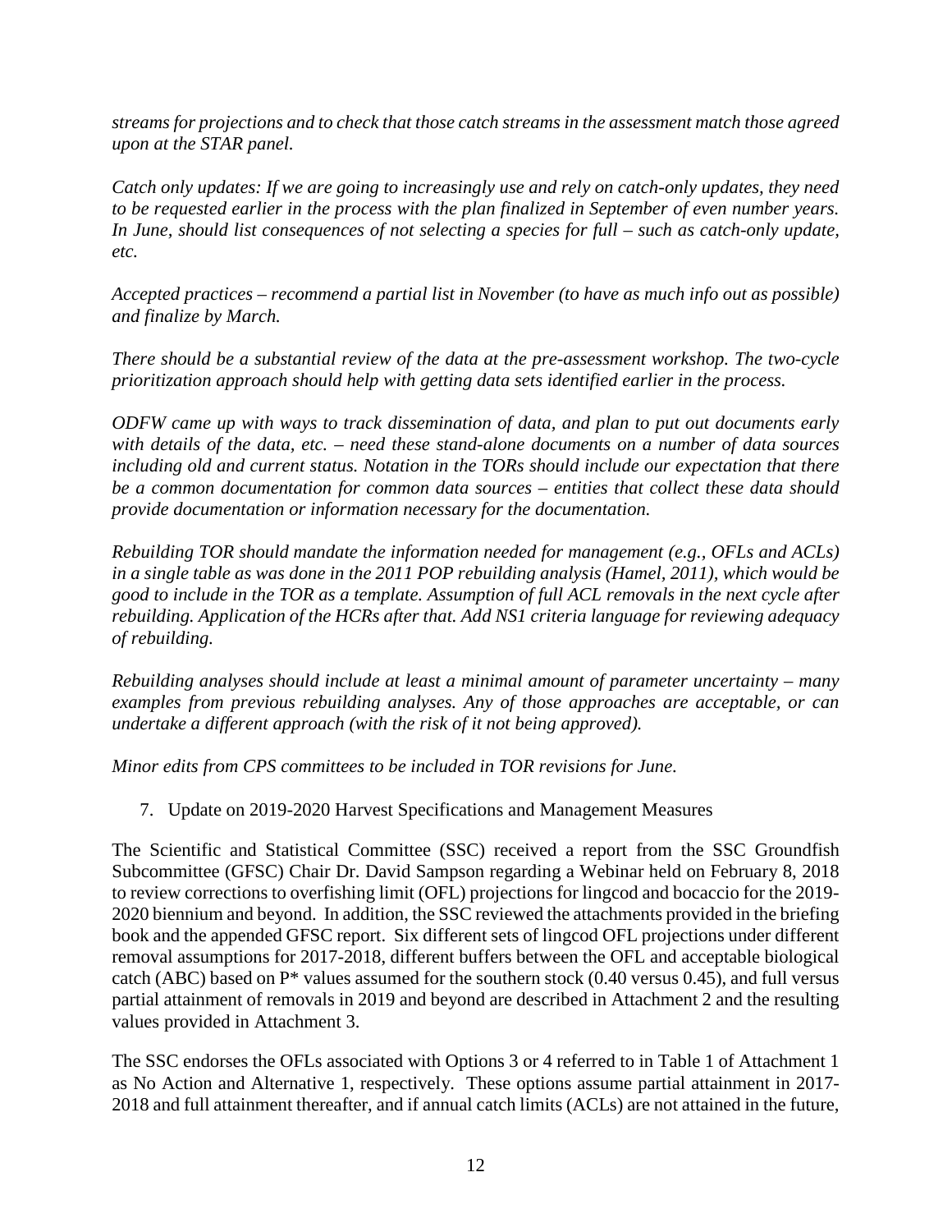*streams for projections and to check that those catch streams in the assessment match those agreed upon at the STAR panel.*

*Catch only updates: If we are going to increasingly use and rely on catch-only updates, they need to be requested earlier in the process with the plan finalized in September of even number years. In June, should list consequences of not selecting a species for full – such as catch-only update, etc.*

*Accepted practices – recommend a partial list in November (to have as much info out as possible) and finalize by March.*

*There should be a substantial review of the data at the pre-assessment workshop. The two-cycle prioritization approach should help with getting data sets identified earlier in the process.*

*ODFW came up with ways to track dissemination of data, and plan to put out documents early with details of the data, etc. – need these stand-alone documents on a number of data sources including old and current status. Notation in the TORs should include our expectation that there be a common documentation for common data sources – entities that collect these data should provide documentation or information necessary for the documentation.*

*Rebuilding TOR should mandate the information needed for management (e.g., OFLs and ACLs) in a single table as was done in the 2011 POP rebuilding analysis (Hamel, 2011), which would be good to include in the TOR as a template. Assumption of full ACL removals in the next cycle after rebuilding. Application of the HCRs after that. Add NS1 criteria language for reviewing adequacy of rebuilding.*

*Rebuilding analyses should include at least a minimal amount of parameter uncertainty – many examples from previous rebuilding analyses. Any of those approaches are acceptable, or can undertake a different approach (with the risk of it not being approved).*

*Minor edits from CPS committees to be included in TOR revisions for June.*

7. Update on 2019-2020 Harvest Specifications and Management Measures

The Scientific and Statistical Committee (SSC) received a report from the SSC Groundfish Subcommittee (GFSC) Chair Dr. David Sampson regarding a Webinar held on February 8, 2018 to review corrections to overfishing limit (OFL) projections for lingcod and bocaccio for the 2019-2020 biennium and beyond. In addition, the SSC reviewed the attachments provided in the briefing book and the appended GFSC report. Six different sets of lingcod OFL projections under different removal assumptions for 2017-2018, different buffers between the OFL and acceptable biological catch (ABC) based on P* values assumed for the southern stock (0.40 versus 0.45), and full versus partial attainment of removals in 2019 and beyond are described in Attachment 2 and the resulting values provided in Attachment 3.

The SSC endorses the OFLs associated with Options 3 or 4 referred to in Table 1 of Attachment 1 as No Action and Alternative 1, respectively. These options assume partial attainment in 2017-2018 and full attainment thereafter, and if annual catch limits (ACLs) are not attained in the future,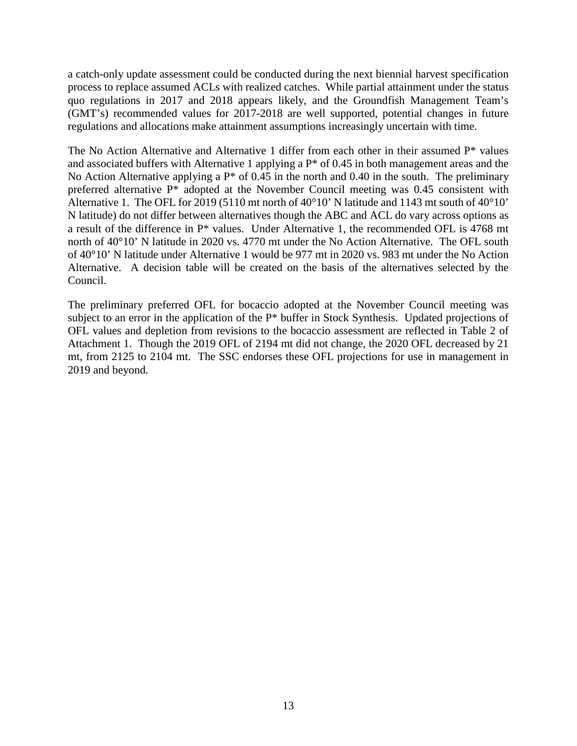a catch-only update assessment could be conducted during the next biennial harvest specification process to replace assumed ACLs with realized catches. While partial attainment under the status quo regulations in 2017 and 2018 appears likely, and the Groundfish Management Team's (GMT's) recommended values for 2017-2018 are well supported, potential changes in future regulations and allocations make attainment assumptions increasingly uncertain with time.

The No Action Alternative and Alternative 1 differ from each other in their assumed P* values and associated buffers with Alternative 1 applying a P* of 0.45 in both management areas and the No Action Alternative applying a P* of 0.45 in the north and 0.40 in the south. The preliminary preferred alternative P* adopted at the November Council meeting was 0.45 consistent with Alternative 1. The OFL for 2019 (5110 mt north of 40°10' N latitude and 1143 mt south of 40°10' N latitude) do not differ between alternatives though the ABC and ACL do vary across options as a result of the difference in P* values. Under Alternative 1, the recommended OFL is 4768 mt north of 40°10' N latitude in 2020 vs. 4770 mt under the No Action Alternative. The OFL south of 40°10' N latitude under Alternative 1 would be 977 mt in 2020 vs. 983 mt under the No Action Alternative. A decision table will be created on the basis of the alternatives selected by the Council.

The preliminary preferred OFL for bocaccio adopted at the November Council meeting was subject to an error in the application of the P* buffer in Stock Synthesis. Updated projections of OFL values and depletion from revisions to the bocaccio assessment are reflected in Table 2 of Attachment 1. Though the 2019 OFL of 2194 mt did not change, the 2020 OFL decreased by 21 mt, from 2125 to 2104 mt. The SSC endorses these OFL projections for use in management in 2019 and beyond.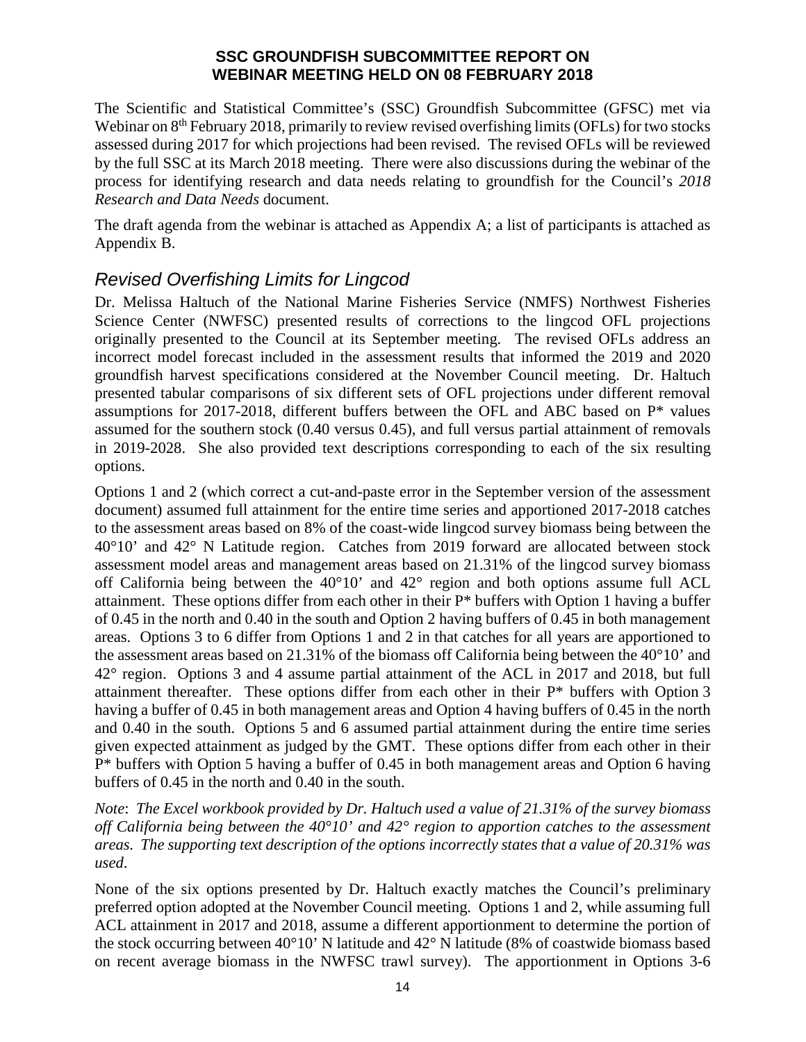**SSC GROUNDFISH SUBCOMMITTEE REPORT ON
WEBINAR MEETING HELD ON 08 FEBRUARY 2018**

The Scientific and Statistical Committee's (SSC) Groundfish Subcommittee (GFSC) met via Webinar on 8th February 2018, primarily to review revised overfishing limits (OFLs) for two stocks assessed during 2017 for which projections had been revised. The revised OFLs will be reviewed by the full SSC at its March 2018 meeting. There were also discussions during the webinar of the process for identifying research and data needs relating to groundfish for the Council's *2018 Research and Data Needs* document.

The draft agenda from the webinar is attached as Appendix A; a list of participants is attached as Appendix B.

## *Revised Overfishing Limits for Lingcod*

Dr. Melissa Haltuch of the National Marine Fisheries Service (NMFS) Northwest Fisheries Science Center (NWFSC) presented results of corrections to the lingcod OFL projections originally presented to the Council at its September meeting. The revised OFLs address an incorrect model forecast included in the assessment results that informed the 2019 and 2020 groundfish harvest specifications considered at the November Council meeting. Dr. Haltuch presented tabular comparisons of six different sets of OFL projections under different removal assumptions for 2017-2018, different buffers between the OFL and ABC based on P* values assumed for the southern stock (0.40 versus 0.45), and full versus partial attainment of removals in 2019-2028. She also provided text descriptions corresponding to each of the six resulting options.

Options 1 and 2 (which correct a cut-and-paste error in the September version of the assessment document) assumed full attainment for the entire time series and apportioned 2017-2018 catches to the assessment areas based on 8% of the coast-wide lingcod survey biomass being between the 40°10' and 42° N Latitude region. Catches from 2019 forward are allocated between stock assessment model areas and management areas based on 21.31% of the lingcod survey biomass off California being between the 40°10' and 42° region and both options assume full ACL attainment. These options differ from each other in their P* buffers with Option 1 having a buffer of 0.45 in the north and 0.40 in the south and Option 2 having buffers of 0.45 in both management areas. Options 3 to 6 differ from Options 1 and 2 in that catches for all years are apportioned to the assessment areas based on 21.31% of the biomass off California being between the 40°10' and 42° region. Options 3 and 4 assume partial attainment of the ACL in 2017 and 2018, but full attainment thereafter. These options differ from each other in their P* buffers with Option 3 having a buffer of 0.45 in both management areas and Option 4 having buffers of 0.45 in the north and 0.40 in the south. Options 5 and 6 assumed partial attainment during the entire time series given expected attainment as judged by the GMT. These options differ from each other in their P* buffers with Option 5 having a buffer of 0.45 in both management areas and Option 6 having buffers of 0.45 in the north and 0.40 in the south.

*Note*: *The Excel workbook provided by Dr. Haltuch used a value of 21.31% of the survey biomass off California being between the 40°10' and 42° region to apportion catches to the assessment areas. The supporting text description of the options incorrectly states that a value of 20.31% was used*.

None of the six options presented by Dr. Haltuch exactly matches the Council's preliminary preferred option adopted at the November Council meeting. Options 1 and 2, while assuming full ACL attainment in 2017 and 2018, assume a different apportionment to determine the portion of the stock occurring between 40°10' N latitude and 42° N latitude (8% of coastwide biomass based on recent average biomass in the NWFSC trawl survey). The apportionment in Options 3-6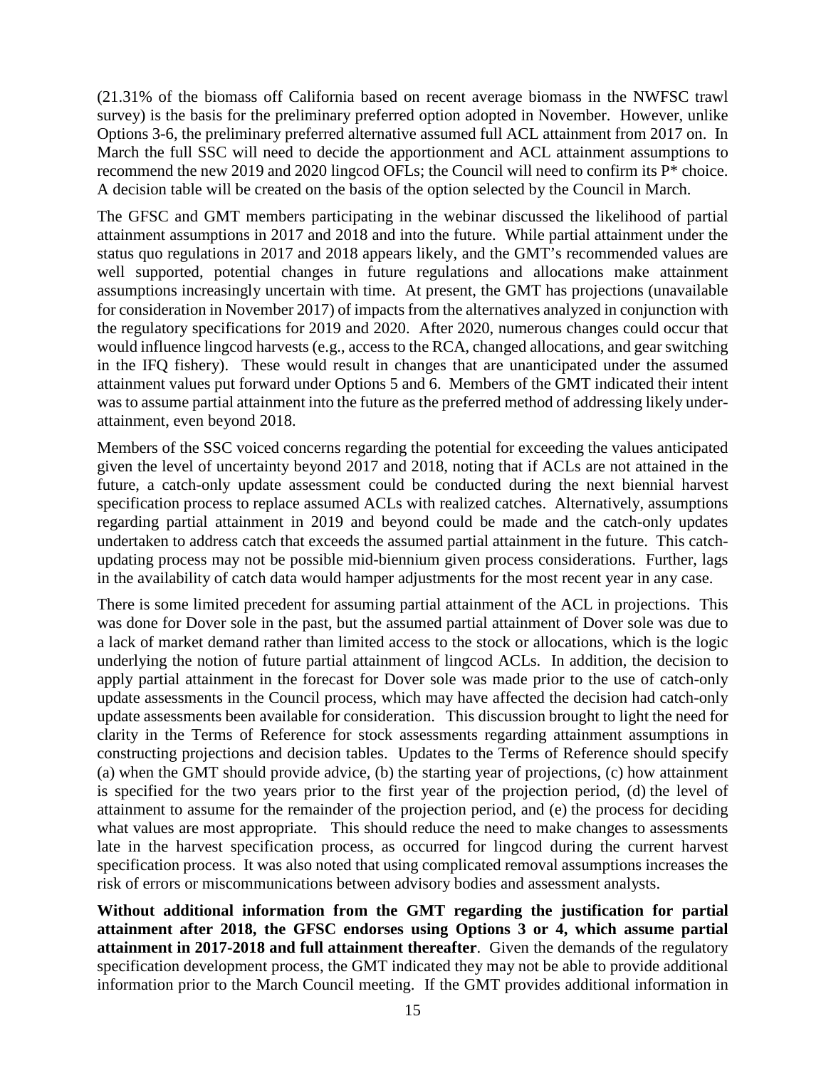(21.31% of the biomass off California based on recent average biomass in the NWFSC trawl survey) is the basis for the preliminary preferred option adopted in November. However, unlike Options 3-6, the preliminary preferred alternative assumed full ACL attainment from 2017 on. In March the full SSC will need to decide the apportionment and ACL attainment assumptions to recommend the new 2019 and 2020 lingcod OFLs; the Council will need to confirm its P* choice. A decision table will be created on the basis of the option selected by the Council in March.

The GFSC and GMT members participating in the webinar discussed the likelihood of partial attainment assumptions in 2017 and 2018 and into the future. While partial attainment under the status quo regulations in 2017 and 2018 appears likely, and the GMT's recommended values are well supported, potential changes in future regulations and allocations make attainment assumptions increasingly uncertain with time. At present, the GMT has projections (unavailable for consideration in November 2017) of impacts from the alternatives analyzed in conjunction with the regulatory specifications for 2019 and 2020. After 2020, numerous changes could occur that would influence lingcod harvests (e.g., access to the RCA, changed allocations, and gear switching in the IFQ fishery). These would result in changes that are unanticipated under the assumed attainment values put forward under Options 5 and 6. Members of the GMT indicated their intent was to assume partial attainment into the future as the preferred method of addressing likely under-attainment, even beyond 2018.

Members of the SSC voiced concerns regarding the potential for exceeding the values anticipated given the level of uncertainty beyond 2017 and 2018, noting that if ACLs are not attained in the future, a catch-only update assessment could be conducted during the next biennial harvest specification process to replace assumed ACLs with realized catches. Alternatively, assumptions regarding partial attainment in 2019 and beyond could be made and the catch-only updates undertaken to address catch that exceeds the assumed partial attainment in the future. This catch-updating process may not be possible mid-biennium given process considerations. Further, lags in the availability of catch data would hamper adjustments for the most recent year in any case.

There is some limited precedent for assuming partial attainment of the ACL in projections. This was done for Dover sole in the past, but the assumed partial attainment of Dover sole was due to a lack of market demand rather than limited access to the stock or allocations, which is the logic underlying the notion of future partial attainment of lingcod ACLs. In addition, the decision to apply partial attainment in the forecast for Dover sole was made prior to the use of catch-only update assessments in the Council process, which may have affected the decision had catch-only update assessments been available for consideration. This discussion brought to light the need for clarity in the Terms of Reference for stock assessments regarding attainment assumptions in constructing projections and decision tables. Updates to the Terms of Reference should specify (a) when the GMT should provide advice, (b) the starting year of projections, (c) how attainment is specified for the two years prior to the first year of the projection period, (d) the level of attainment to assume for the remainder of the projection period, and (e) the process for deciding what values are most appropriate. This should reduce the need to make changes to assessments late in the harvest specification process, as occurred for lingcod during the current harvest specification process. It was also noted that using complicated removal assumptions increases the risk of errors or miscommunications between advisory bodies and assessment analysts.

**Without additional information from the GMT regarding the justification for partial attainment after 2018, the GFSC endorses using Options 3 or 4, which assume partial attainment in 2017-2018 and full attainment thereafter**. Given the demands of the regulatory specification development process, the GMT indicated they may not be able to provide additional information prior to the March Council meeting. If the GMT provides additional information in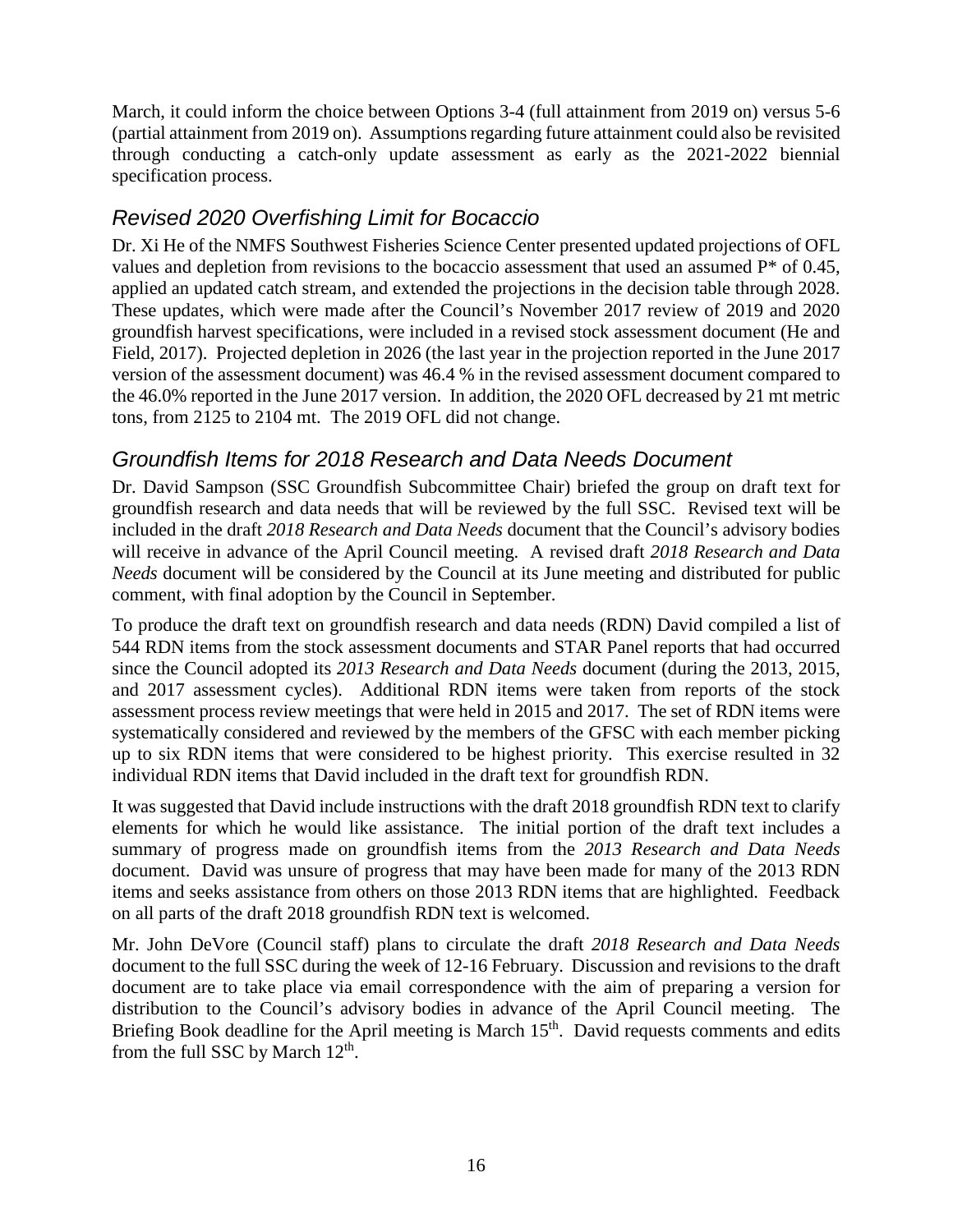March, it could inform the choice between Options 3-4 (full attainment from 2019 on) versus 5-6 (partial attainment from 2019 on). Assumptions regarding future attainment could also be revisited through conducting a catch-only update assessment as early as the 2021-2022 biennial specification process.

### *Revised 2020 Overfishing Limit for Bocaccio*

Dr. Xi He of the NMFS Southwest Fisheries Science Center presented updated projections of OFL values and depletion from revisions to the bocaccio assessment that used an assumed P* of 0.45, applied an updated catch stream, and extended the projections in the decision table through 2028. These updates, which were made after the Council's November 2017 review of 2019 and 2020 groundfish harvest specifications, were included in a revised stock assessment document (He and Field, 2017). Projected depletion in 2026 (the last year in the projection reported in the June 2017 version of the assessment document) was 46.4 % in the revised assessment document compared to the 46.0% reported in the June 2017 version. In addition, the 2020 OFL decreased by 21 mt metric tons, from 2125 to 2104 mt. The 2019 OFL did not change.

### *Groundfish Items for 2018 Research and Data Needs Document*

Dr. David Sampson (SSC Groundfish Subcommittee Chair) briefed the group on draft text for groundfish research and data needs that will be reviewed by the full SSC. Revised text will be included in the draft *2018 Research and Data Needs* document that the Council's advisory bodies will receive in advance of the April Council meeting. A revised draft *2018 Research and Data Needs* document will be considered by the Council at its June meeting and distributed for public comment, with final adoption by the Council in September.

To produce the draft text on groundfish research and data needs (RDN) David compiled a list of 544 RDN items from the stock assessment documents and STAR Panel reports that had occurred since the Council adopted its *2013 Research and Data Needs* document (during the 2013, 2015, and 2017 assessment cycles). Additional RDN items were taken from reports of the stock assessment process review meetings that were held in 2015 and 2017. The set of RDN items were systematically considered and reviewed by the members of the GFSC with each member picking up to six RDN items that were considered to be highest priority. This exercise resulted in 32 individual RDN items that David included in the draft text for groundfish RDN.

It was suggested that David include instructions with the draft 2018 groundfish RDN text to clarify elements for which he would like assistance. The initial portion of the draft text includes a summary of progress made on groundfish items from the *2013 Research and Data Needs* document. David was unsure of progress that may have been made for many of the 2013 RDN items and seeks assistance from others on those 2013 RDN items that are highlighted. Feedback on all parts of the draft 2018 groundfish RDN text is welcomed.

Mr. John DeVore (Council staff) plans to circulate the draft *2018 Research and Data Needs* document to the full SSC during the week of 12-16 February. Discussion and revisions to the draft document are to take place via email correspondence with the aim of preparing a version for distribution to the Council's advisory bodies in advance of the April Council meeting. The Briefing Book deadline for the April meeting is March 15th. David requests comments and edits from the full SSC by March 12th.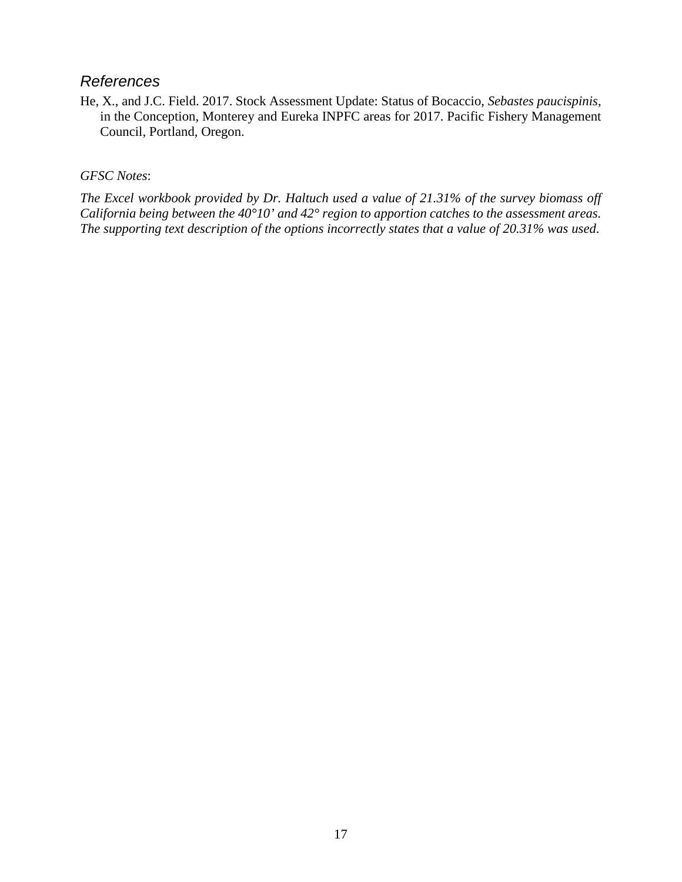## *References*

He, X., and J.C. Field. 2017. Stock Assessment Update: Status of Bocaccio, *Sebastes paucispinis*, in the Conception, Monterey and Eureka INPFC areas for 2017. Pacific Fishery Management Council, Portland, Oregon.

*GFSC Notes*:

*The Excel workbook provided by Dr. Haltuch used a value of 21.31% of the survey biomass off California being between the 40°10' and 42° region to apportion catches to the assessment areas. The supporting text description of the options incorrectly states that a value of 20.31% was used.*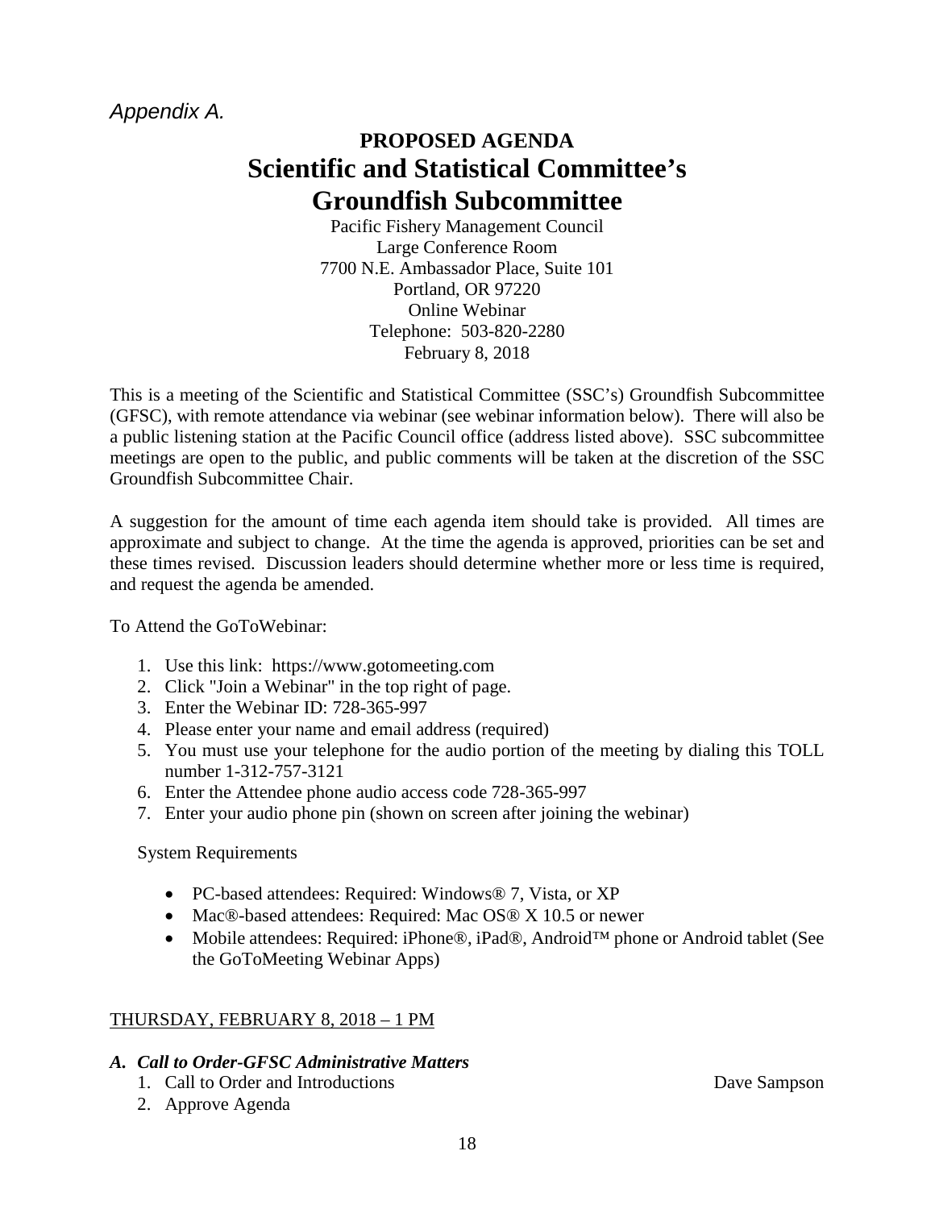*Appendix A.*

# PROPOSED AGENDA
# Scientific and Statistical Committee's Groundfish Subcommittee

Pacific Fishery Management Council
Large Conference Room
7700 N.E. Ambassador Place, Suite 101
Portland, OR 97220
Online Webinar
Telephone: 503-820-2280
February 8, 2018

This is a meeting of the Scientific and Statistical Committee (SSC's) Groundfish Subcommittee (GFSC), with remote attendance via webinar (see webinar information below). There will also be a public listening station at the Pacific Council office (address listed above). SSC subcommittee meetings are open to the public, and public comments will be taken at the discretion of the SSC Groundfish Subcommittee Chair.

A suggestion for the amount of time each agenda item should take is provided. All times are approximate and subject to change. At the time the agenda is approved, priorities can be set and these times revised. Discussion leaders should determine whether more or less time is required, and request the agenda be amended.

To Attend the GoToWebinar:

1. Use this link: https://www.gotomeeting.com
2. Click "Join a Webinar" in the top right of page.
3. Enter the Webinar ID: 728-365-997
4. Please enter your name and email address (required)
5. You must use your telephone for the audio portion of the meeting by dialing this TOLL number 1-312-757-3121
6. Enter the Attendee phone audio access code 728-365-997
7. Enter your audio phone pin (shown on screen after joining the webinar)

System Requirements

- PC-based attendees: Required: Windows® 7, Vista, or XP
- Mac®-based attendees: Required: Mac OS® X 10.5 or newer
- Mobile attendees: Required: iPhone®, iPad®, Android™ phone or Android tablet (See the GoToMeeting Webinar Apps)

THURSDAY, FEBRUARY 8, 2018 – 1 PM

***A. Call to Order-GFSC Administrative Matters***

1. Call to Order and Introductions — Dave Sampson
2. Approve Agenda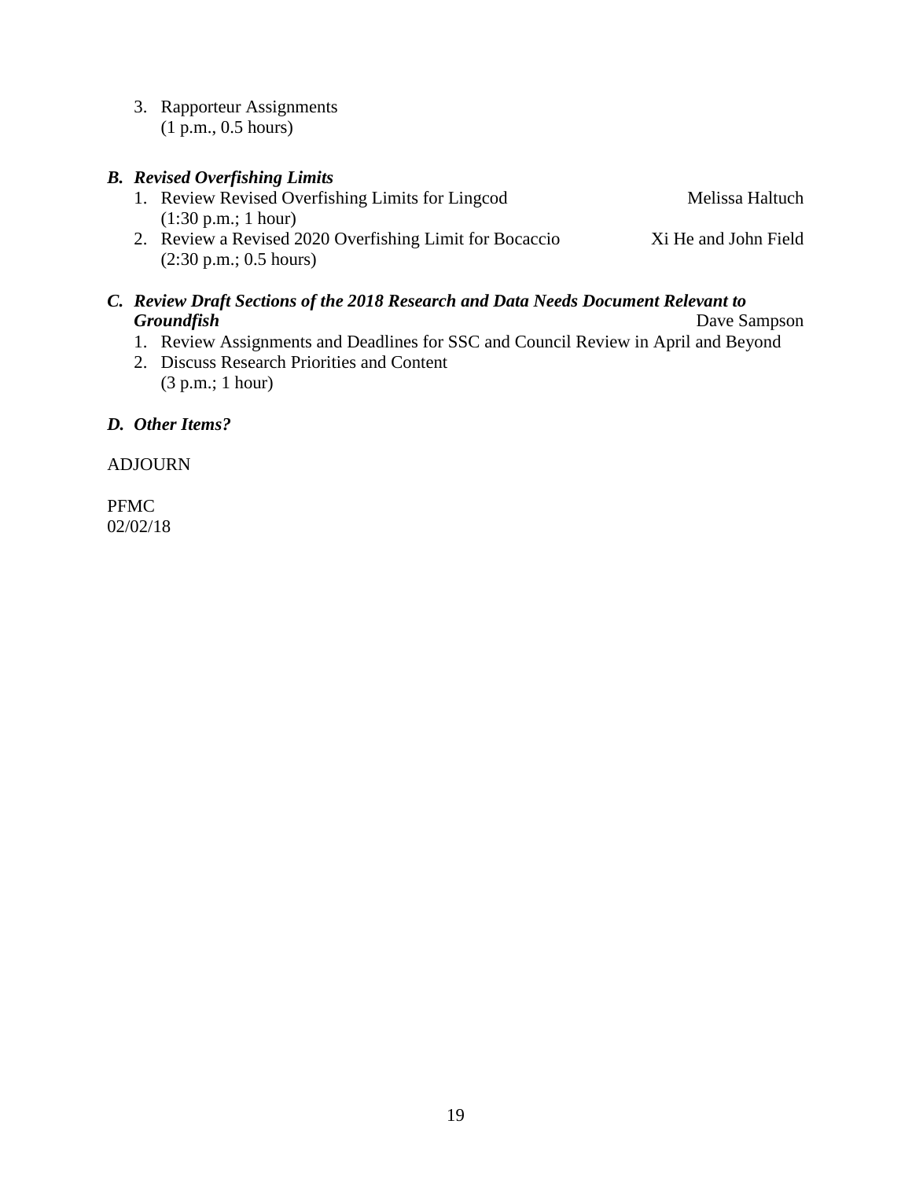3. Rapporteur Assignments
   (1 p.m., 0.5 hours)

***B. Revised Overfishing Limits***

1. Review Revised Overfishing Limits for Lingcod — Melissa Haltuch
   (1:30 p.m.; 1 hour)
2. Review a Revised 2020 Overfishing Limit for Bocaccio — Xi He and John Field
   (2:30 p.m.; 0.5 hours)

***C. Review Draft Sections of the 2018 Research and Data Needs Document Relevant to Groundfish*** — Dave Sampson

1. Review Assignments and Deadlines for SSC and Council Review in April and Beyond
2. Discuss Research Priorities and Content
   (3 p.m.; 1 hour)

***D. Other Items?***

ADJOURN

PFMC
02/02/18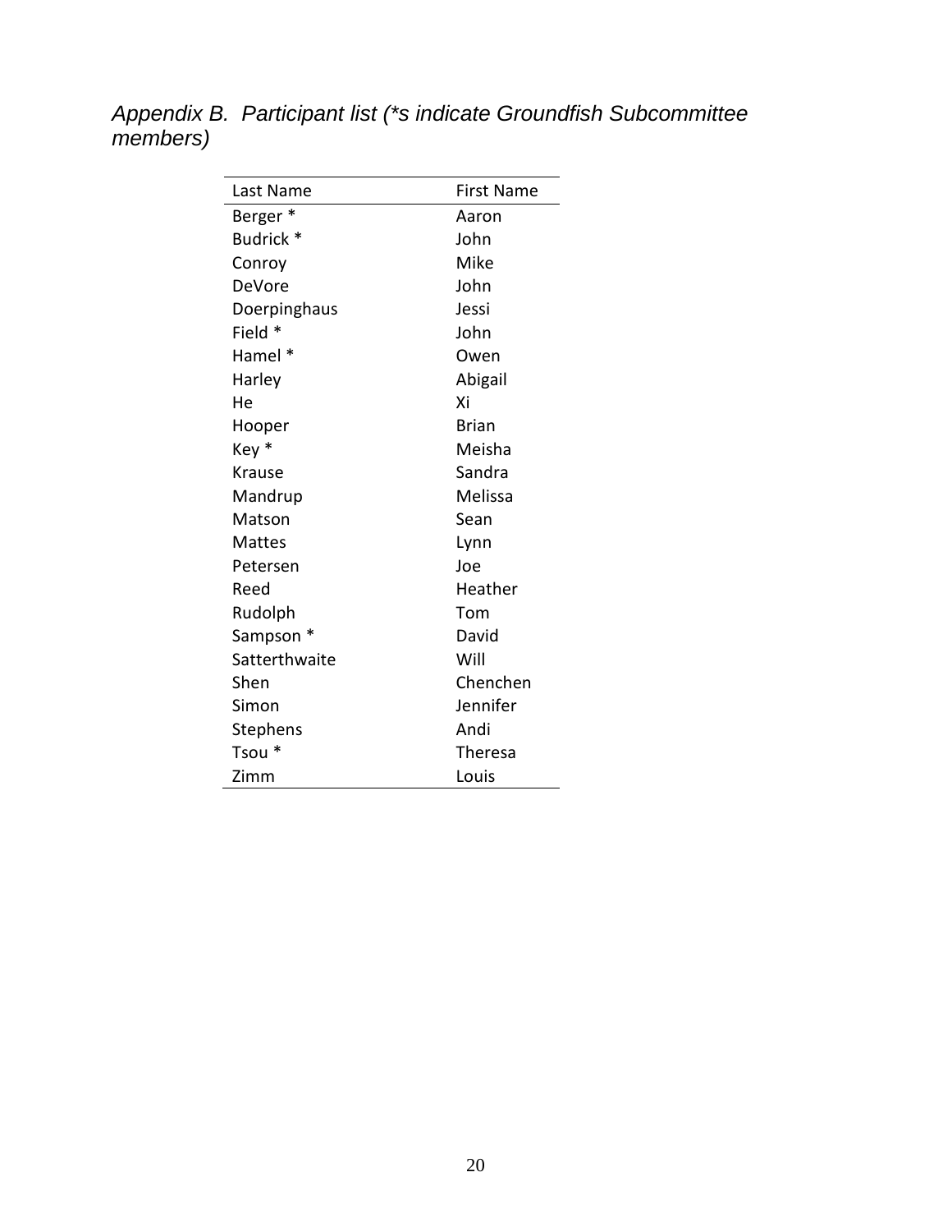*Appendix B. Participant list (*s indicate Groundfish Subcommittee members)*

| Last Name | First Name |
|---|---|
| Berger * | Aaron |
| Budrick * | John |
| Conroy | Mike |
| DeVore | John |
| Doerpinghaus | Jessi |
| Field * | John |
| Hamel * | Owen |
| Harley | Abigail |
| He | Xi |
| Hooper | Brian |
| Key * | Meisha |
| Krause | Sandra |
| Mandrup | Melissa |
| Matson | Sean |
| Mattes | Lynn |
| Petersen | Joe |
| Reed | Heather |
| Rudolph | Tom |
| Sampson * | David |
| Satterthwaite | Will |
| Shen | Chenchen |
| Simon | Jennifer |
| Stephens | Andi |
| Tsou * | Theresa |
| Zimm | Louis |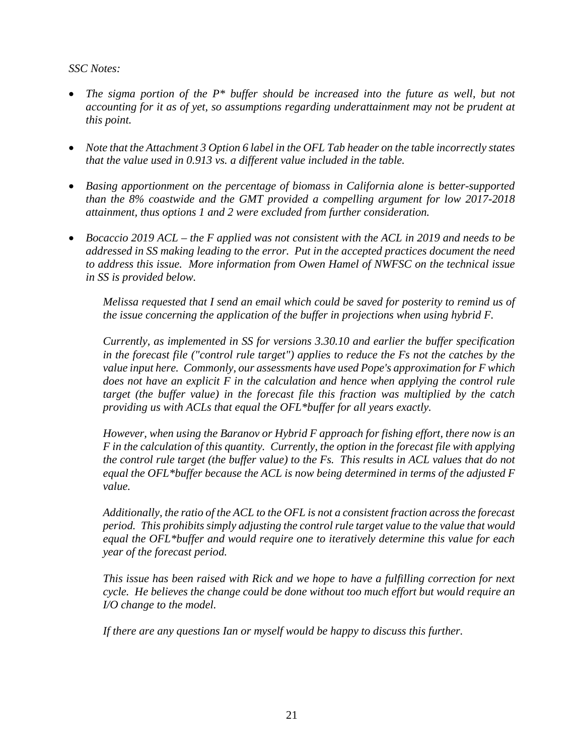*SSC Notes:*

- *The sigma portion of the P\* buffer should be increased into the future as well, but not accounting for it as of yet, so assumptions regarding underattainment may not be prudent at this point.*

- *Note that the Attachment 3 Option 6 label in the OFL Tab header on the table incorrectly states that the value used in 0.913 vs. a different value included in the table.*

- *Basing apportionment on the percentage of biomass in California alone is better-supported than the 8% coastwide and the GMT provided a compelling argument for low 2017-2018 attainment, thus options 1 and 2 were excluded from further consideration.*

- *Bocaccio 2019 ACL – the F applied was not consistent with the ACL in 2019 and needs to be addressed in SS making leading to the error. Put in the accepted practices document the need to address this issue. More information from Owen Hamel of NWFSC on the technical issue in SS is provided below.*

  *Melissa requested that I send an email which could be saved for posterity to remind us of the issue concerning the application of the buffer in projections when using hybrid F.*

  *Currently, as implemented in SS for versions 3.30.10 and earlier the buffer specification in the forecast file ("control rule target") applies to reduce the Fs not the catches by the value input here. Commonly, our assessments have used Pope's approximation for F which does not have an explicit F in the calculation and hence when applying the control rule target (the buffer value) in the forecast file this fraction was multiplied by the catch providing us with ACLs that equal the OFL\*buffer for all years exactly.*

  *However, when using the Baranov or Hybrid F approach for fishing effort, there now is an F in the calculation of this quantity. Currently, the option in the forecast file with applying the control rule target (the buffer value) to the Fs. This results in ACL values that do not equal the OFL\*buffer because the ACL is now being determined in terms of the adjusted F value.*

  *Additionally, the ratio of the ACL to the OFL is not a consistent fraction across the forecast period. This prohibits simply adjusting the control rule target value to the value that would equal the OFL\*buffer and would require one to iteratively determine this value for each year of the forecast period.*

  *This issue has been raised with Rick and we hope to have a fulfilling correction for next cycle. He believes the change could be done without too much effort but would require an I/O change to the model.*

  *If there are any questions Ian or myself would be happy to discuss this further.*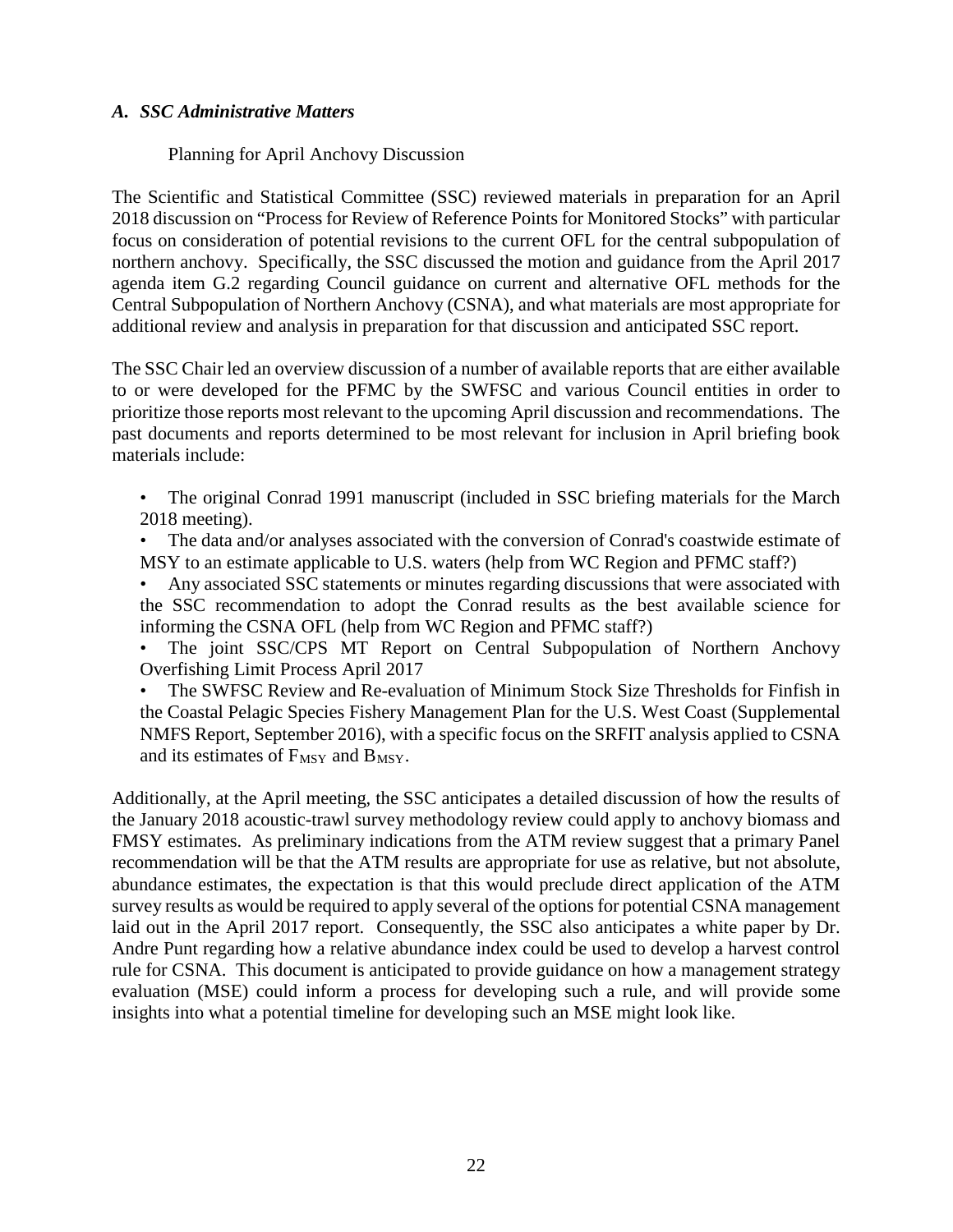### *A. SSC Administrative Matters*

Planning for April Anchovy Discussion

The Scientific and Statistical Committee (SSC) reviewed materials in preparation for an April 2018 discussion on "Process for Review of Reference Points for Monitored Stocks" with particular focus on consideration of potential revisions to the current OFL for the central subpopulation of northern anchovy. Specifically, the SSC discussed the motion and guidance from the April 2017 agenda item G.2 regarding Council guidance on current and alternative OFL methods for the Central Subpopulation of Northern Anchovy (CSNA), and what materials are most appropriate for additional review and analysis in preparation for that discussion and anticipated SSC report.

The SSC Chair led an overview discussion of a number of available reports that are either available to or were developed for the PFMC by the SWFSC and various Council entities in order to prioritize those reports most relevant to the upcoming April discussion and recommendations. The past documents and reports determined to be most relevant for inclusion in April briefing book materials include:

- The original Conrad 1991 manuscript (included in SSC briefing materials for the March 2018 meeting).
- The data and/or analyses associated with the conversion of Conrad's coastwide estimate of MSY to an estimate applicable to U.S. waters (help from WC Region and PFMC staff?)
- Any associated SSC statements or minutes regarding discussions that were associated with the SSC recommendation to adopt the Conrad results as the best available science for informing the CSNA OFL (help from WC Region and PFMC staff?)
- The joint SSC/CPS MT Report on Central Subpopulation of Northern Anchovy Overfishing Limit Process April 2017
- The SWFSC Review and Re-evaluation of Minimum Stock Size Thresholds for Finfish in the Coastal Pelagic Species Fishery Management Plan for the U.S. West Coast (Supplemental NMFS Report, September 2016), with a specific focus on the SRFIT analysis applied to CSNA and its estimates of $F_{MSY}$ and $B_{MSY}$.

Additionally, at the April meeting, the SSC anticipates a detailed discussion of how the results of the January 2018 acoustic-trawl survey methodology review could apply to anchovy biomass and FMSY estimates. As preliminary indications from the ATM review suggest that a primary Panel recommendation will be that the ATM results are appropriate for use as relative, but not absolute, abundance estimates, the expectation is that this would preclude direct application of the ATM survey results as would be required to apply several of the options for potential CSNA management laid out in the April 2017 report. Consequently, the SSC also anticipates a white paper by Dr. Andre Punt regarding how a relative abundance index could be used to develop a harvest control rule for CSNA. This document is anticipated to provide guidance on how a management strategy evaluation (MSE) could inform a process for developing such a rule, and will provide some insights into what a potential timeline for developing such an MSE might look like.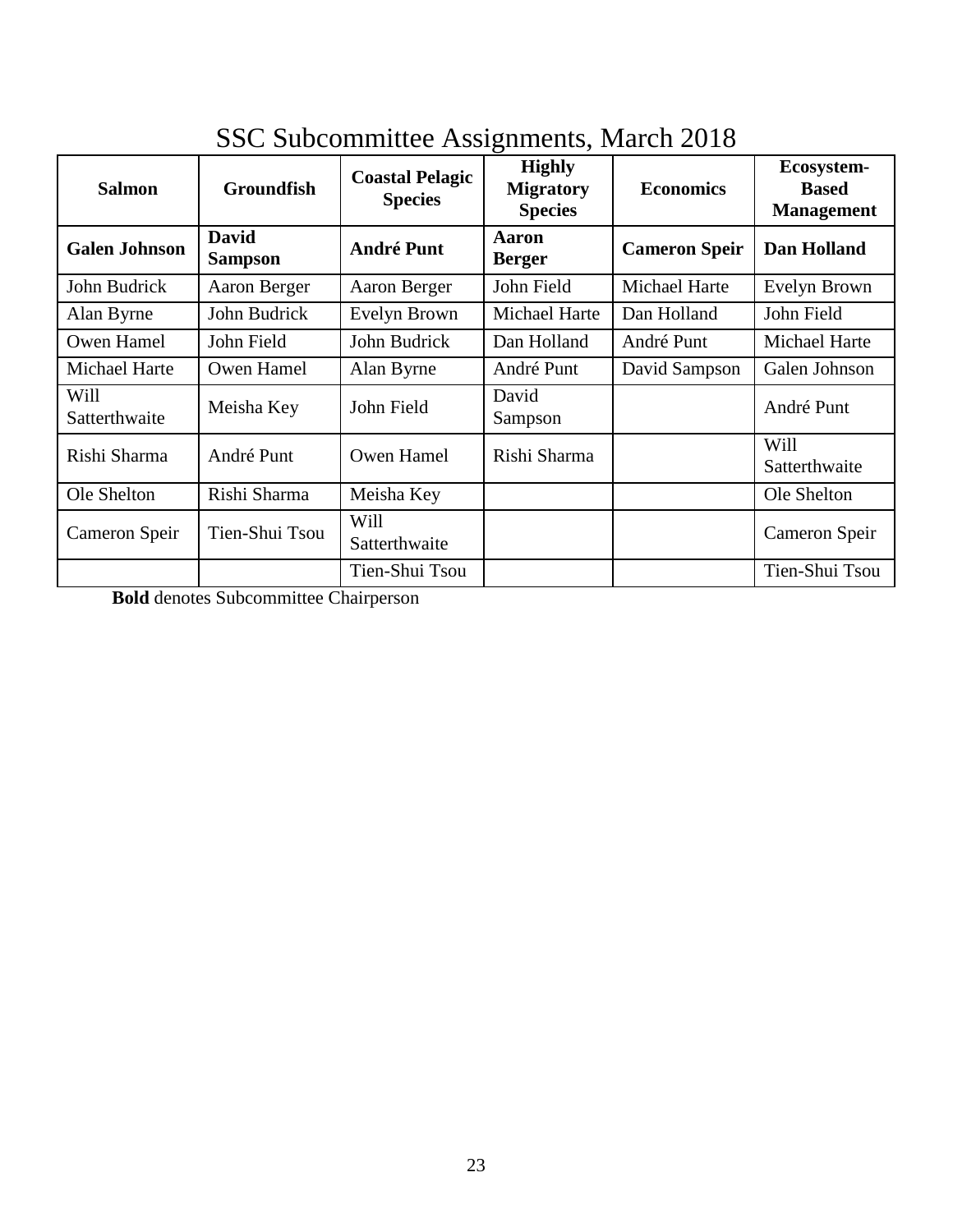# SSC Subcommittee Assignments, March 2018

| Salmon | Groundfish | Coastal Pelagic Species | Highly Migratory Species | Economics | Ecosystem-Based Management |
|---|---|---|---|---|---|
| **Galen Johnson** | **David Sampson** | **André Punt** | **Aaron Berger** | **Cameron Speir** | **Dan Holland** |
| John Budrick | Aaron Berger | Aaron Berger | John Field | Michael Harte | Evelyn Brown |
| Alan Byrne | John Budrick | Evelyn Brown | Michael Harte | Dan Holland | John Field |
| Owen Hamel | John Field | John Budrick | Dan Holland | André Punt | Michael Harte |
| Michael Harte | Owen Hamel | Alan Byrne | André Punt | David Sampson | Galen Johnson |
| Will Satterthwaite | Meisha Key | John Field | David Sampson | | André Punt |
| Rishi Sharma | André Punt | Owen Hamel | Rishi Sharma | | Will Satterthwaite |
| Ole Shelton | Rishi Sharma | Meisha Key | | | Ole Shelton |
| Cameron Speir | Tien-Shui Tsou | Will Satterthwaite | | | Cameron Speir |
| | | Tien-Shui Tsou | | | Tien-Shui Tsou |

**Bold** denotes Subcommittee Chairperson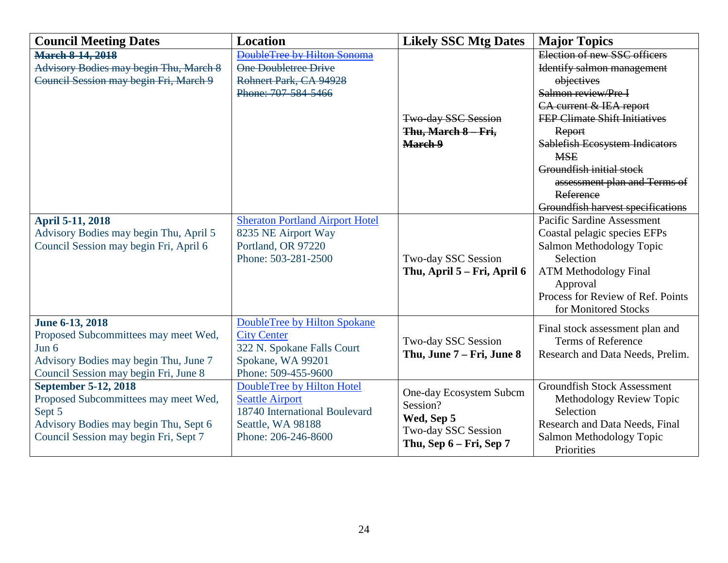| Council Meeting Dates | Location | Likely SSC Mtg Dates | Major Topics |
|---|---|---|---|
| ~~**March 8-14, 2018**~~<br>~~Advisory Bodies may begin Thu, March 8~~<br>~~Council Session may begin Fri, March 9~~ | ~~DoubleTree by Hilton Sonoma~~<br>~~One Doubletree Drive~~<br>~~Rohnert Park, CA 94928~~<br>~~Phone: 707-584-5466~~ | ~~Two-day SSC Session~~<br>~~**Thu, March 8 – Fri, March 9**~~ | ~~Election of new SSC officers~~<br>~~Identify salmon management objectives~~<br>~~Salmon review/Pre I~~<br>~~CA current & IEA report~~<br>~~FEP Climate Shift Initiatives Report~~<br>~~Sablefish Ecosystem Indicators MSE~~<br>~~Groundfish initial stock assessment plan and Terms of Reference~~<br>~~Groundfish harvest specifications~~ |
| **April 5-11, 2018**<br>Advisory Bodies may begin Thu, April 5<br>Council Session may begin Fri, April 6 | Sheraton Portland Airport Hotel<br>8235 NE Airport Way<br>Portland, OR 97220<br>Phone: 503-281-2500 | Two-day SSC Session<br>**Thu, April 5 – Fri, April 6** | Pacific Sardine Assessment<br>Coastal pelagic species EFPs<br>Salmon Methodology Topic Selection<br>ATM Methodology Final Approval<br>Process for Review of Ref. Points for Monitored Stocks |
| **June 6-13, 2018**<br>Proposed Subcommittees may meet Wed, Jun 6<br>Advisory Bodies may begin Thu, June 7<br>Council Session may begin Fri, June 8 | DoubleTree by Hilton Spokane City Center<br>322 N. Spokane Falls Court<br>Spokane, WA 99201<br>Phone: 509-455-9600 | Two-day SSC Session<br>**Thu, June 7 – Fri, June 8** | Final stock assessment plan and Terms of Reference<br>Research and Data Needs, Prelim. |
| **September 5-12, 2018**<br>Proposed Subcommittees may meet Wed, Sept 5<br>Advisory Bodies may begin Thu, Sept 6<br>Council Session may begin Fri, Sept 7 | DoubleTree by Hilton Hotel Seattle Airport<br>18740 International Boulevard<br>Seattle, WA 98188<br>Phone: 206-246-8600 | One-day Ecosystem Subcm Session?<br>**Wed, Sep 5**<br>Two-day SSC Session<br>**Thu, Sep 6 – Fri, Sep 7** | Groundfish Stock Assessment Methodology Review Topic Selection<br>Research and Data Needs, Final<br>Salmon Methodology Topic Priorities |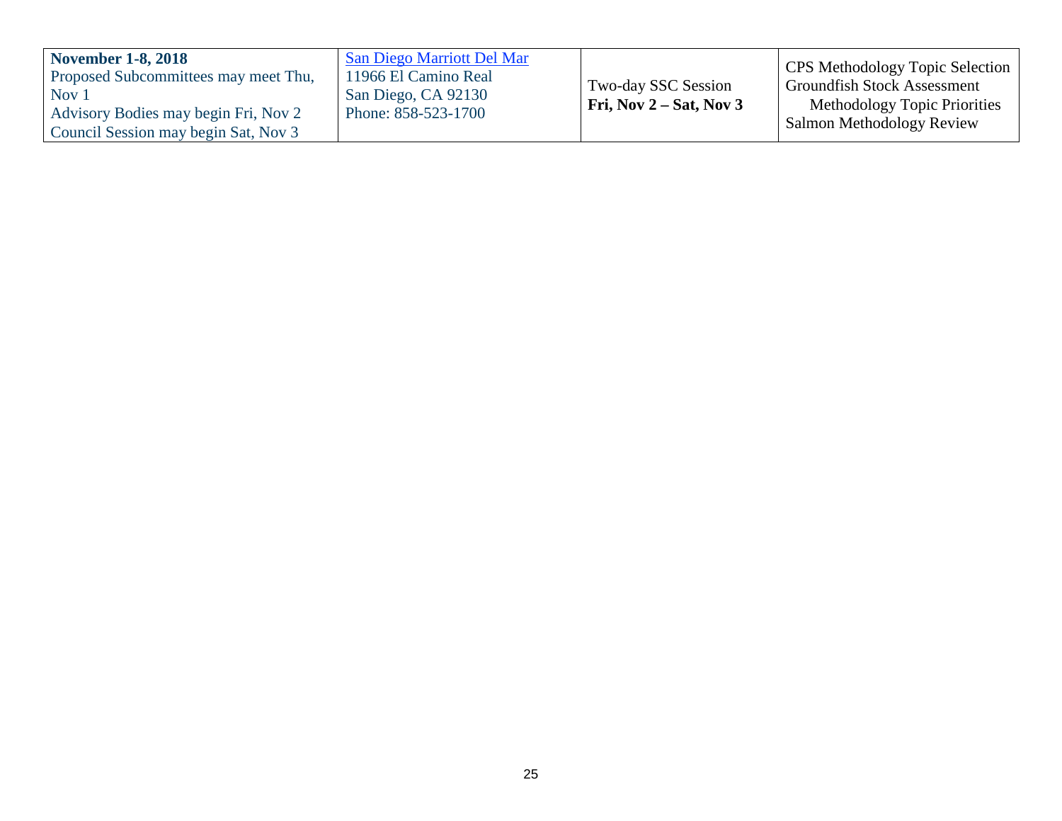| | | | |
|---|---|---|---|
| **November 1-8, 2018**<br>Proposed Subcommittees may meet Thu, Nov 1<br>Advisory Bodies may begin Fri, Nov 2<br>Council Session may begin Sat, Nov 3 | [San Diego Marriott Del Mar]<br>11966 El Camino Real<br>San Diego, CA 92130<br>Phone: 858-523-1700 | Two-day SSC Session<br>**Fri, Nov 2 – Sat, Nov 3** | CPS Methodology Topic Selection<br>Groundfish Stock Assessment Methodology Topic Priorities<br>Salmon Methodology Review |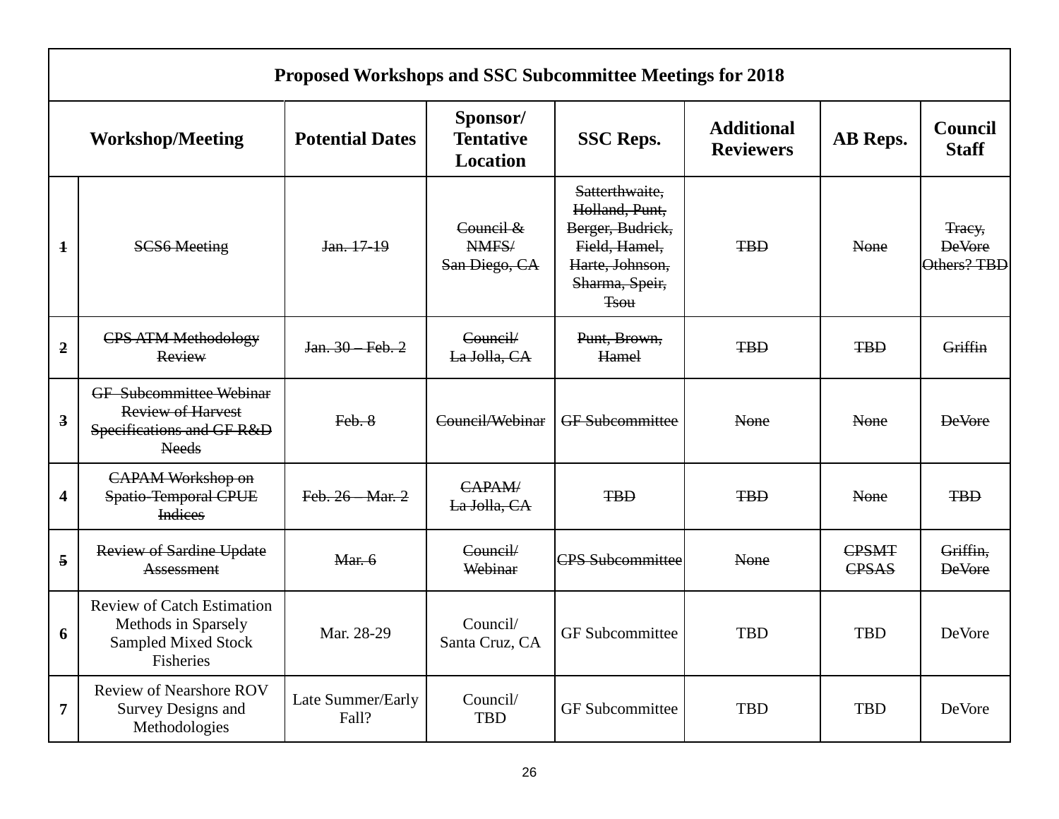| Proposed Workshops and SSC Subcommittee Meetings for 2018 | | | | | | | |
|---|---|---|---|---|---|---|---|
| Workshop/Meeting | | Potential Dates | Sponsor/ Tentative Location | SSC Reps. | Additional Reviewers | AB Reps. | Council Staff |
| ~~1~~ | ~~SCS6 Meeting~~ | ~~Jan. 17-19~~ | ~~Council & NMFS/ San Diego, CA~~ | ~~Satterthwaite, Holland, Punt, Berger, Budrick, Field, Hamel, Harte, Johnson, Sharma, Speir, Tsou~~ | ~~TBD~~ | ~~None~~ | ~~Tracy, DeVore Others? TBD~~ |
| ~~2~~ | ~~CPS ATM Methodology Review~~ | ~~Jan. 30 – Feb. 2~~ | ~~Council/ La Jolla, CA~~ | ~~Punt, Brown, Hamel~~ | ~~TBD~~ | ~~TBD~~ | ~~Griffin~~ |
| ~~3~~ | ~~GF Subcommittee Webinar Review of Harvest Specifications and GF R&D Needs~~ | ~~Feb. 8~~ | ~~Council/Webinar~~ | ~~GF Subcommittee~~ | ~~None~~ | ~~None~~ | ~~DeVore~~ |
| 4 | ~~CAPAM Workshop on Spatio-Temporal CPUE Indices~~ | ~~Feb. 26 – Mar. 2~~ | ~~CAPAM/ La Jolla, CA~~ | ~~TBD~~ | ~~TBD~~ | ~~None~~ | ~~TBD~~ |
| ~~5~~ | ~~Review of Sardine Update Assessment~~ | ~~Mar. 6~~ | ~~Council/ Webinar~~ | ~~CPS Subcommittee~~ | ~~None~~ | ~~CPSMT CPSAS~~ | ~~Griffin, DeVore~~ |
| 6 | Review of Catch Estimation Methods in Sparsely Sampled Mixed Stock Fisheries | Mar. 28-29 | Council/ Santa Cruz, CA | GF Subcommittee | TBD | TBD | DeVore |
| 7 | Review of Nearshore ROV Survey Designs and Methodologies | Late Summer/Early Fall? | Council/ TBD | GF Subcommittee | TBD | TBD | DeVore |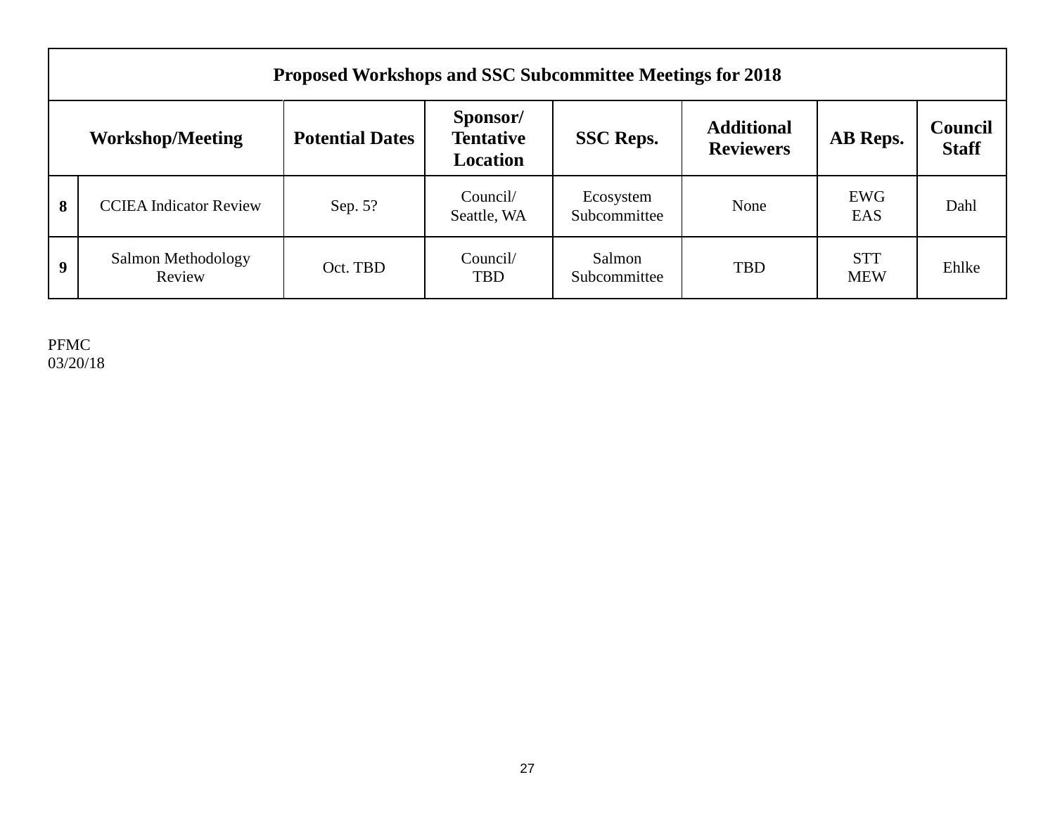| Proposed Workshops and SSC Subcommittee Meetings for 2018 | | | | | | | |
|---|---|---|---|---|---|---|---|
| **Workshop/Meeting** | | **Potential Dates** | **Sponsor/ Tentative Location** | **SSC Reps.** | **Additional Reviewers** | **AB Reps.** | **Council Staff** |
| **8** | CCIEA Indicator Review | Sep. 5? | Council/ Seattle, WA | Ecosystem Subcommittee | None | EWG EAS | Dahl |
| **9** | Salmon Methodology Review | Oct. TBD | Council/ TBD | Salmon Subcommittee | TBD | STT MEW | Ehlke |

PFMC
03/20/18